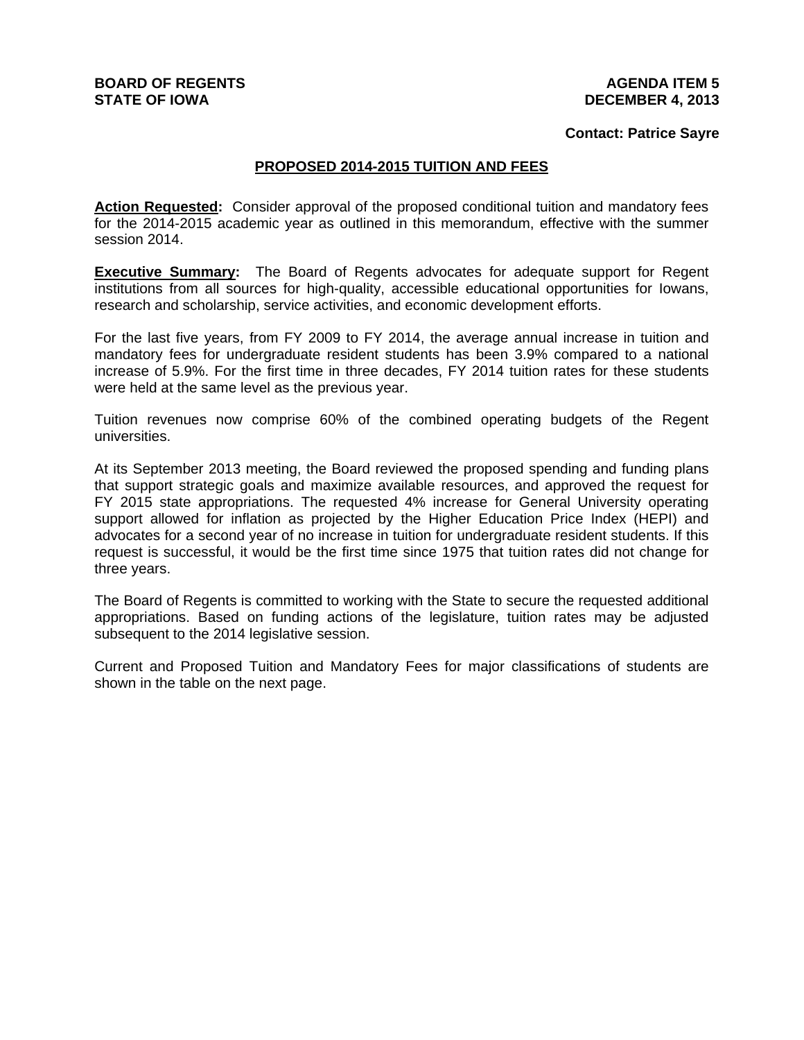**BOARD OF REGENTS**
**STATE OF IOWA**

**AGENDA ITEM 5**
**DECEMBER 4, 2013**

**Contact: Patrice Sayre**

## PROPOSED 2014-2015 TUITION AND FEES

**Action Requested:** Consider approval of the proposed conditional tuition and mandatory fees for the 2014-2015 academic year as outlined in this memorandum, effective with the summer session 2014.

**Executive Summary:** The Board of Regents advocates for adequate support for Regent institutions from all sources for high-quality, accessible educational opportunities for Iowans, research and scholarship, service activities, and economic development efforts.

For the last five years, from FY 2009 to FY 2014, the average annual increase in tuition and mandatory fees for undergraduate resident students has been 3.9% compared to a national increase of 5.9%. For the first time in three decades, FY 2014 tuition rates for these students were held at the same level as the previous year.

Tuition revenues now comprise 60% of the combined operating budgets of the Regent universities.

At its September 2013 meeting, the Board reviewed the proposed spending and funding plans that support strategic goals and maximize available resources, and approved the request for FY 2015 state appropriations. The requested 4% increase for General University operating support allowed for inflation as projected by the Higher Education Price Index (HEPI) and advocates for a second year of no increase in tuition for undergraduate resident students. If this request is successful, it would be the first time since 1975 that tuition rates did not change for three years.

The Board of Regents is committed to working with the State to secure the requested additional appropriations. Based on funding actions of the legislature, tuition rates may be adjusted subsequent to the 2014 legislative session.

Current and Proposed Tuition and Mandatory Fees for major classifications of students are shown in the table on the next page.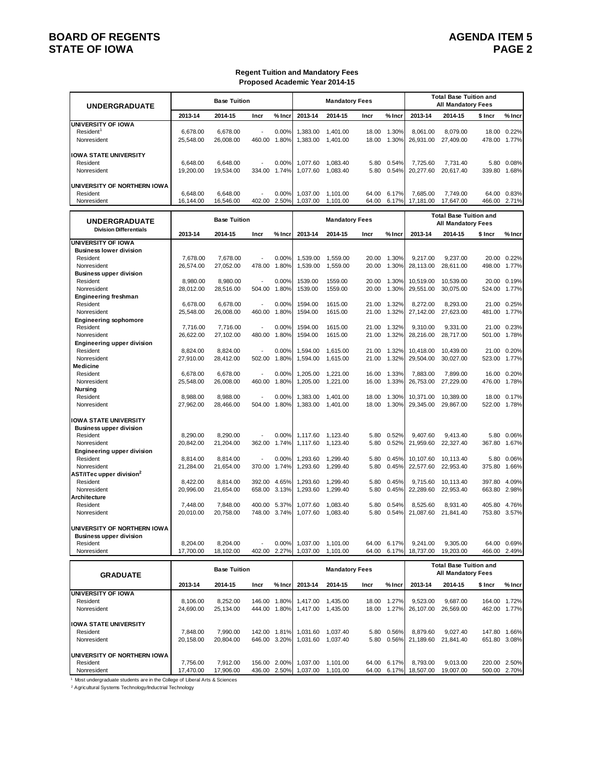**Regent Tuition and Mandatory Fees**
**Proposed Academic Year 2014-15**

| UNDERGRADUATE | Base Tuition | | | | Mandatory Fees | | | | Total Base Tuition and All Mandatory Fees | | | |
|---|---|---|---|---|---|---|---|---|---|---|---|---|
| | 2013-14 | 2014-15 | Incr | % Incr | 2013-14 | 2014-15 | Incr | % Incr | 2013-14 | 2014-15 | $ Incr | % Incr |
| **UNIVERSITY OF IOWA** | | | | | | | | | | | | |
| Resident[1] | 6,678.00 | 6,678.00 | - | 0.00% | 1,383.00 | 1,401.00 | 18.00 | 1.30% | 8,061.00 | 8,079.00 | 18.00 | 0.22% |
| Nonresident | 25,548.00 | 26,008.00 | 460.00 | 1.80% | 1,383.00 | 1,401.00 | 18.00 | 1.30% | 26,931.00 | 27,409.00 | 478.00 | 1.77% |
| **IOWA STATE UNIVERSITY** | | | | | | | | | | | | |
| Resident | 6,648.00 | 6,648.00 | - | 0.00% | 1,077.60 | 1,083.40 | 5.80 | 0.54% | 7,725.60 | 7,731.40 | 5.80 | 0.08% |
| Nonresident | 19,200.00 | 19,534.00 | 334.00 | 1.74% | 1,077.60 | 1,083.40 | 5.80 | 0.54% | 20,277.60 | 20,617.40 | 339.80 | 1.68% |
| **UNIVERSITY OF NORTHERN IOWA** | | | | | | | | | | | | |
| Resident | 6,648.00 | 6,648.00 | - | 0.00% | 1,037.00 | 1,101.00 | 64.00 | 6.17% | 7,685.00 | 7,749.00 | 64.00 | 0.83% |
| Nonresident | 16,144.00 | 16,546.00 | 402.00 | 2.50% | 1,037.00 | 1,101.00 | 64.00 | 6.17% | 17,181.00 | 17,647.00 | 466.00 | 2.71% |

| UNDERGRADUATE Division Differentials | Base Tuition | | | | Mandatory Fees | | | | Total Base Tuition and All Mandatory Fees | | | |
|---|---|---|---|---|---|---|---|---|---|---|---|---|
| | 2013-14 | 2014-15 | Incr | % Incr | 2013-14 | 2014-15 | Incr | % Incr | 2013-14 | 2014-15 | $ Incr | % Incr |
| **UNIVERSITY OF IOWA** | | | | | | | | | | | | |
| **Business lower division** | | | | | | | | | | | | |
| Resident | 7,678.00 | 7,678.00 | - | 0.00% | 1,539.00 | 1,559.00 | 20.00 | 1.30% | 9,217.00 | 9,237.00 | 20.00 | 0.22% |
| Nonresident | 26,574.00 | 27,052.00 | 478.00 | 1.80% | 1,539.00 | 1,559.00 | 20.00 | 1.30% | 28,113.00 | 28,611.00 | 498.00 | 1.77% |
| **Business upper division** | | | | | | | | | | | | |
| Resident | 8,980.00 | 8,980.00 | - | 0.00% | 1539.00 | 1559.00 | 20.00 | 1.30% | 10,519.00 | 10,539.00 | 20.00 | 0.19% |
| Nonresident | 28,012.00 | 28,516.00 | 504.00 | 1.80% | 1539.00 | 1559.00 | 20.00 | 1.30% | 29,551.00 | 30,075.00 | 524.00 | 1.77% |
| **Engineering freshman** | | | | | | | | | | | | |
| Resident | 6,678.00 | 6,678.00 | - | 0.00% | 1594.00 | 1615.00 | 21.00 | 1.32% | 8,272.00 | 8,293.00 | 21.00 | 0.25% |
| Nonresident | 25,548.00 | 26,008.00 | 460.00 | 1.80% | 1594.00 | 1615.00 | 21.00 | 1.32% | 27,142.00 | 27,623.00 | 481.00 | 1.77% |
| **Engineering sophomore** | | | | | | | | | | | | |
| Resident | 7,716.00 | 7,716.00 | - | 0.00% | 1594.00 | 1615.00 | 21.00 | 1.32% | 9,310.00 | 9,331.00 | 21.00 | 0.23% |
| Nonresident | 26,622.00 | 27,102.00 | 480.00 | 1.80% | 1594.00 | 1615.00 | 21.00 | 1.32% | 28,216.00 | 28,717.00 | 501.00 | 1.78% |
| **Engineering upper division** | | | | | | | | | | | | |
| Resident | 8,824.00 | 8,824.00 | - | 0.00% | 1,594.00 | 1,615.00 | 21.00 | 1.32% | 10,418.00 | 10,439.00 | 21.00 | 0.20% |
| Nonresident | 27,910.00 | 28,412.00 | 502.00 | 1.80% | 1,594.00 | 1,615.00 | 21.00 | 1.32% | 29,504.00 | 30,027.00 | 523.00 | 1.77% |
| **Medicine** | | | | | | | | | | | | |
| Resident | 6,678.00 | 6,678.00 | - | 0.00% | 1,205.00 | 1,221.00 | 16.00 | 1.33% | 7,883.00 | 7,899.00 | 16.00 | 0.20% |
| Nonresident | 25,548.00 | 26,008.00 | 460.00 | 1.80% | 1,205.00 | 1,221.00 | 16.00 | 1.33% | 26,753.00 | 27,229.00 | 476.00 | 1.78% |
| **Nursing** | | | | | | | | | | | | |
| Resident | 8,988.00 | 8,988.00 | - | 0.00% | 1,383.00 | 1,401.00 | 18.00 | 1.30% | 10,371.00 | 10,389.00 | 18.00 | 0.17% |
| Nonresident | 27,962.00 | 28,466.00 | 504.00 | 1.80% | 1,383.00 | 1,401.00 | 18.00 | 1.30% | 29,345.00 | 29,867.00 | 522.00 | 1.78% |
| **IOWA STATE UNIVERSITY** | | | | | | | | | | | | |
| **Business upper division** | | | | | | | | | | | | |
| Resident | 8,290.00 | 8,290.00 | - | 0.00% | 1,117.60 | 1,123.40 | 5.80 | 0.52% | 9,407.60 | 9,413.40 | 5.80 | 0.06% |
| Nonresident | 20,842.00 | 21,204.00 | 362.00 | 1.74% | 1,117.60 | 1,123.40 | 5.80 | 0.52% | 21,959.60 | 22,327.40 | 367.80 | 1.67% |
| **Engineering upper division** | | | | | | | | | | | | |
| Resident | 8,814.00 | 8,814.00 | - | 0.00% | 1,293.60 | 1,299.40 | 5.80 | 0.45% | 10,107.60 | 10,113.40 | 5.80 | 0.06% |
| Nonresident | 21,284.00 | 21,654.00 | 370.00 | 1.74% | 1,293.60 | 1,299.40 | 5.80 | 0.45% | 22,577.60 | 22,953.40 | 375.80 | 1.66% |
| **AST/ITec upper division[2]** | | | | | | | | | | | | |
| Resident | 8,422.00 | 8,814.00 | 392.00 | 4.65% | 1,293.60 | 1,299.40 | 5.80 | 0.45% | 9,715.60 | 10,113.40 | 397.80 | 4.09% |
| Nonresident | 20,996.00 | 21,654.00 | 658.00 | 3.13% | 1,293.60 | 1,299.40 | 5.80 | 0.45% | 22,289.60 | 22,953.40 | 663.80 | 2.98% |
| **Architecture** | | | | | | | | | | | | |
| Resident | 7,448.00 | 7,848.00 | 400.00 | 5.37% | 1,077.60 | 1,083.40 | 5.80 | 0.54% | 8,525.60 | 8,931.40 | 405.80 | 4.76% |
| Nonresident | 20,010.00 | 20,758.00 | 748.00 | 3.74% | 1,077.60 | 1,083.40 | 5.80 | 0.54% | 21,087.60 | 21,841.40 | 753.80 | 3.57% |
| **UNIVERSITY OF NORTHERN IOWA** | | | | | | | | | | | | |
| **Business upper division** | | | | | | | | | | | | |
| Resident | 8,204.00 | 8,204.00 | - | 0.00% | 1,037.00 | 1,101.00 | 64.00 | 6.17% | 9,241.00 | 9,305.00 | 64.00 | 0.69% |
| Nonresident | 17,700.00 | 18,102.00 | 402.00 | 2.27% | 1,037.00 | 1,101.00 | 64.00 | 6.17% | 18,737.00 | 19,203.00 | 466.00 | 2.49% |

| GRADUATE | Base Tuition | | | | Mandatory Fees | | | | Total Base Tuition and All Mandatory Fees | | | |
|---|---|---|---|---|---|---|---|---|---|---|---|---|
| | 2013-14 | 2014-15 | Incr | % Incr | 2013-14 | 2014-15 | Incr | % Incr | 2013-14 | 2014-15 | $ Incr | % Incr |
| **UNIVERSITY OF IOWA** | | | | | | | | | | | | |
| Resident | 8,106.00 | 8,252.00 | 146.00 | 1.80% | 1,417.00 | 1,435.00 | 18.00 | 1.27% | 9,523.00 | 9,687.00 | 164.00 | 1.72% |
| Nonresident | 24,690.00 | 25,134.00 | 444.00 | 1.80% | 1,417.00 | 1,435.00 | 18.00 | 1.27% | 26,107.00 | 26,569.00 | 462.00 | 1.77% |
| **IOWA STATE UNIVERSITY** | | | | | | | | | | | | |
| Resident | 7,848.00 | 7,990.00 | 142.00 | 1.81% | 1,031.60 | 1,037.40 | 5.80 | 0.56% | 8,879.60 | 9,027.40 | 147.80 | 1.66% |
| Nonresident | 20,158.00 | 20,804.00 | 646.00 | 3.20% | 1,031.60 | 1,037.40 | 5.80 | 0.56% | 21,189.60 | 21,841.40 | 651.80 | 3.08% |
| **UNIVERSITY OF NORTHERN IOWA** | | | | | | | | | | | | |
| Resident | 7,756.00 | 7,912.00 | 156.00 | 2.00% | 1,037.00 | 1,101.00 | 64.00 | 6.17% | 8,793.00 | 9,013.00 | 220.00 | 2.50% |
| Nonresident | 17,470.00 | 17,906.00 | 436.00 | 2.50% | 1,037.00 | 1,101.00 | 64.00 | 6.17% | 18,507.00 | 19,007.00 | 500.00 | 2.70% |

[1] Most undergraduate students are in the College of Liberal Arts & Sciences

[2] Agricultural Systems Technology/Inductrial Technology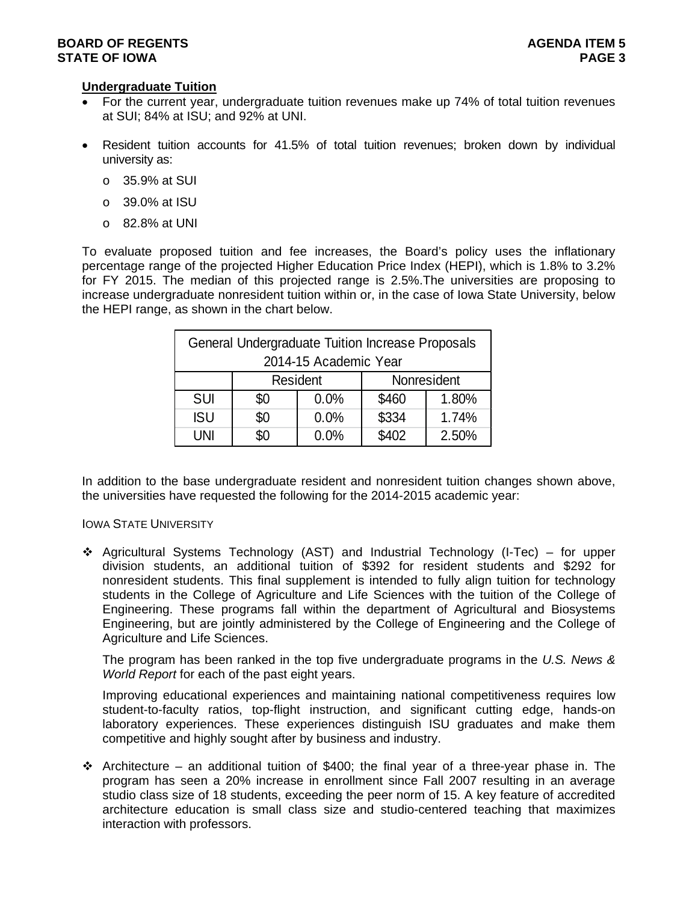**Undergraduate Tuition**

- For the current year, undergraduate tuition revenues make up 74% of total tuition revenues at SUI; 84% at ISU; and 92% at UNI.
- Resident tuition accounts for 41.5% of total tuition revenues; broken down by individual university as:
  - 35.9% at SUI
  - 39.0% at ISU
  - 82.8% at UNI

To evaluate proposed tuition and fee increases, the Board's policy uses the inflationary percentage range of the projected Higher Education Price Index (HEPI), which is 1.8% to 3.2% for FY 2015. The median of this projected range is 2.5%.The universities are proposing to increase undergraduate nonresident tuition within or, in the case of Iowa State University, below the HEPI range, as shown in the chart below.

| General Undergraduate Tuition Increase Proposals 2014-15 Academic Year | | | | |
|---|---|---|---|---|
| | Resident | | Nonresident | |
| SUI | $0 | 0.0% | $460 | 1.80% |
| ISU | $0 | 0.0% | $334 | 1.74% |
| UNI | $0 | 0.0% | $402 | 2.50% |

In addition to the base undergraduate resident and nonresident tuition changes shown above, the universities have requested the following for the 2014-2015 academic year:

IOWA STATE UNIVERSITY

- Agricultural Systems Technology (AST) and Industrial Technology (I-Tec) – for upper division students, an additional tuition of $392 for resident students and $292 for nonresident students. This final supplement is intended to fully align tuition for technology students in the College of Agriculture and Life Sciences with the tuition of the College of Engineering. These programs fall within the department of Agricultural and Biosystems Engineering, but are jointly administered by the College of Engineering and the College of Agriculture and Life Sciences.

  The program has been ranked in the top five undergraduate programs in the *U.S. News & World Report* for each of the past eight years.

  Improving educational experiences and maintaining national competitiveness requires low student-to-faculty ratios, top-flight instruction, and significant cutting edge, hands-on laboratory experiences. These experiences distinguish ISU graduates and make them competitive and highly sought after by business and industry.

- Architecture – an additional tuition of $400; the final year of a three-year phase in. The program has seen a 20% increase in enrollment since Fall 2007 resulting in an average studio class size of 18 students, exceeding the peer norm of 15. A key feature of accredited architecture education is small class size and studio-centered teaching that maximizes interaction with professors.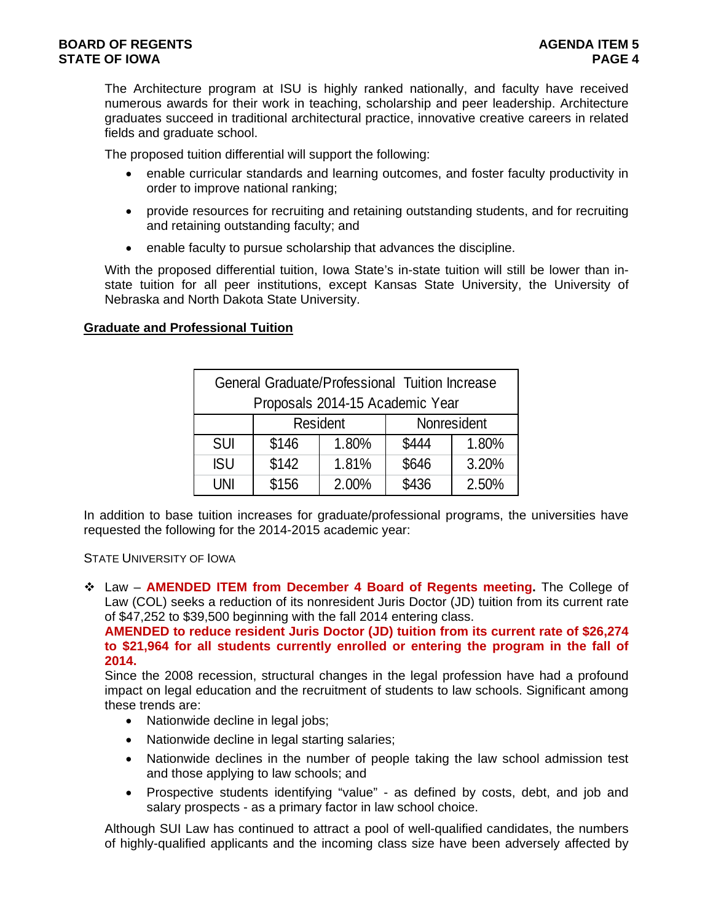The Architecture program at ISU is highly ranked nationally, and faculty have received numerous awards for their work in teaching, scholarship and peer leadership. Architecture graduates succeed in traditional architectural practice, innovative creative careers in related fields and graduate school.

The proposed tuition differential will support the following:

- enable curricular standards and learning outcomes, and foster faculty productivity in order to improve national ranking;
- provide resources for recruiting and retaining outstanding students, and for recruiting and retaining outstanding faculty; and
- enable faculty to pursue scholarship that advances the discipline.

With the proposed differential tuition, Iowa State's in-state tuition will still be lower than in-state tuition for all peer institutions, except Kansas State University, the University of Nebraska and North Dakota State University.

## Graduate and Professional Tuition

| General Graduate/Professional Tuition Increase Proposals 2014-15 Academic Year | | | | |
|---|---|---|---|---|
| | Resident | | Nonresident | |
| SUI | $146 | 1.80% | $444 | 1.80% |
| ISU | $142 | 1.81% | $646 | 3.20% |
| UNI | $156 | 2.00% | $436 | 2.50% |

In addition to base tuition increases for graduate/professional programs, the universities have requested the following for the 2014-2015 academic year:

STATE UNIVERSITY OF IOWA

- Law – **AMENDED ITEM from December 4 Board of Regents meeting.** The College of Law (COL) seeks a reduction of its nonresident Juris Doctor (JD) tuition from its current rate of $47,252 to $39,500 beginning with the fall 2014 entering class.

  **AMENDED to reduce resident Juris Doctor (JD) tuition from its current rate of $26,274 to $21,964 for all students currently enrolled or entering the program in the fall of 2014.**

  Since the 2008 recession, structural changes in the legal profession have had a profound impact on legal education and the recruitment of students to law schools. Significant among these trends are:

  - Nationwide decline in legal jobs;
  - Nationwide decline in legal starting salaries;
  - Nationwide declines in the number of people taking the law school admission test and those applying to law schools; and
  - Prospective students identifying "value" - as defined by costs, debt, and job and salary prospects - as a primary factor in law school choice.

  Although SUI Law has continued to attract a pool of well-qualified candidates, the numbers of highly-qualified applicants and the incoming class size have been adversely affected by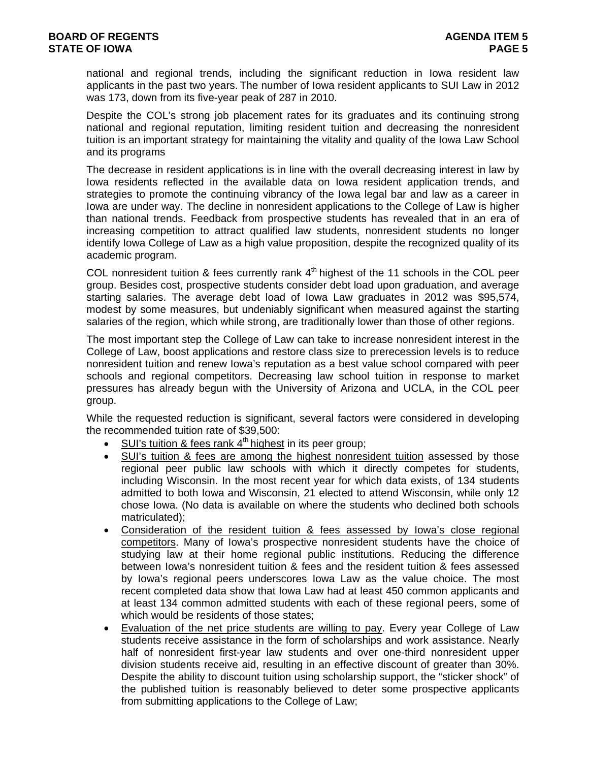national and regional trends, including the significant reduction in Iowa resident law applicants in the past two years. The number of Iowa resident applicants to SUI Law in 2012 was 173, down from its five-year peak of 287 in 2010.

Despite the COL's strong job placement rates for its graduates and its continuing strong national and regional reputation, limiting resident tuition and decreasing the nonresident tuition is an important strategy for maintaining the vitality and quality of the Iowa Law School and its programs

The decrease in resident applications is in line with the overall decreasing interest in law by Iowa residents reflected in the available data on Iowa resident application trends, and strategies to promote the continuing vibrancy of the Iowa legal bar and law as a career in Iowa are under way. The decline in nonresident applications to the College of Law is higher than national trends. Feedback from prospective students has revealed that in an era of increasing competition to attract qualified law students, nonresident students no longer identify Iowa College of Law as a high value proposition, despite the recognized quality of its academic program.

COL nonresident tuition & fees currently rank 4th highest of the 11 schools in the COL peer group. Besides cost, prospective students consider debt load upon graduation, and average starting salaries. The average debt load of Iowa Law graduates in 2012 was $95,574, modest by some measures, but undeniably significant when measured against the starting salaries of the region, which while strong, are traditionally lower than those of other regions.

The most important step the College of Law can take to increase nonresident interest in the College of Law, boost applications and restore class size to prerecession levels is to reduce nonresident tuition and renew Iowa's reputation as a best value school compared with peer schools and regional competitors. Decreasing law school tuition in response to market pressures has already begun with the University of Arizona and UCLA, in the COL peer group.

While the requested reduction is significant, several factors were considered in developing the recommended tuition rate of $39,500:

- SUI's tuition & fees rank 4th highest in its peer group;
- SUI's tuition & fees are among the highest nonresident tuition assessed by those regional peer public law schools with which it directly competes for students, including Wisconsin. In the most recent year for which data exists, of 134 students admitted to both Iowa and Wisconsin, 21 elected to attend Wisconsin, while only 12 chose Iowa. (No data is available on where the students who declined both schools matriculated);
- Consideration of the resident tuition & fees assessed by Iowa's close regional competitors. Many of Iowa's prospective nonresident students have the choice of studying law at their home regional public institutions. Reducing the difference between Iowa's nonresident tuition & fees and the resident tuition & fees assessed by Iowa's regional peers underscores Iowa Law as the value choice. The most recent completed data show that Iowa Law had at least 450 common applicants and at least 134 common admitted students with each of these regional peers, some of which would be residents of those states;
- Evaluation of the net price students are willing to pay. Every year College of Law students receive assistance in the form of scholarships and work assistance. Nearly half of nonresident first-year law students and over one-third nonresident upper division students receive aid, resulting in an effective discount of greater than 30%. Despite the ability to discount tuition using scholarship support, the "sticker shock" of the published tuition is reasonably believed to deter some prospective applicants from submitting applications to the College of Law;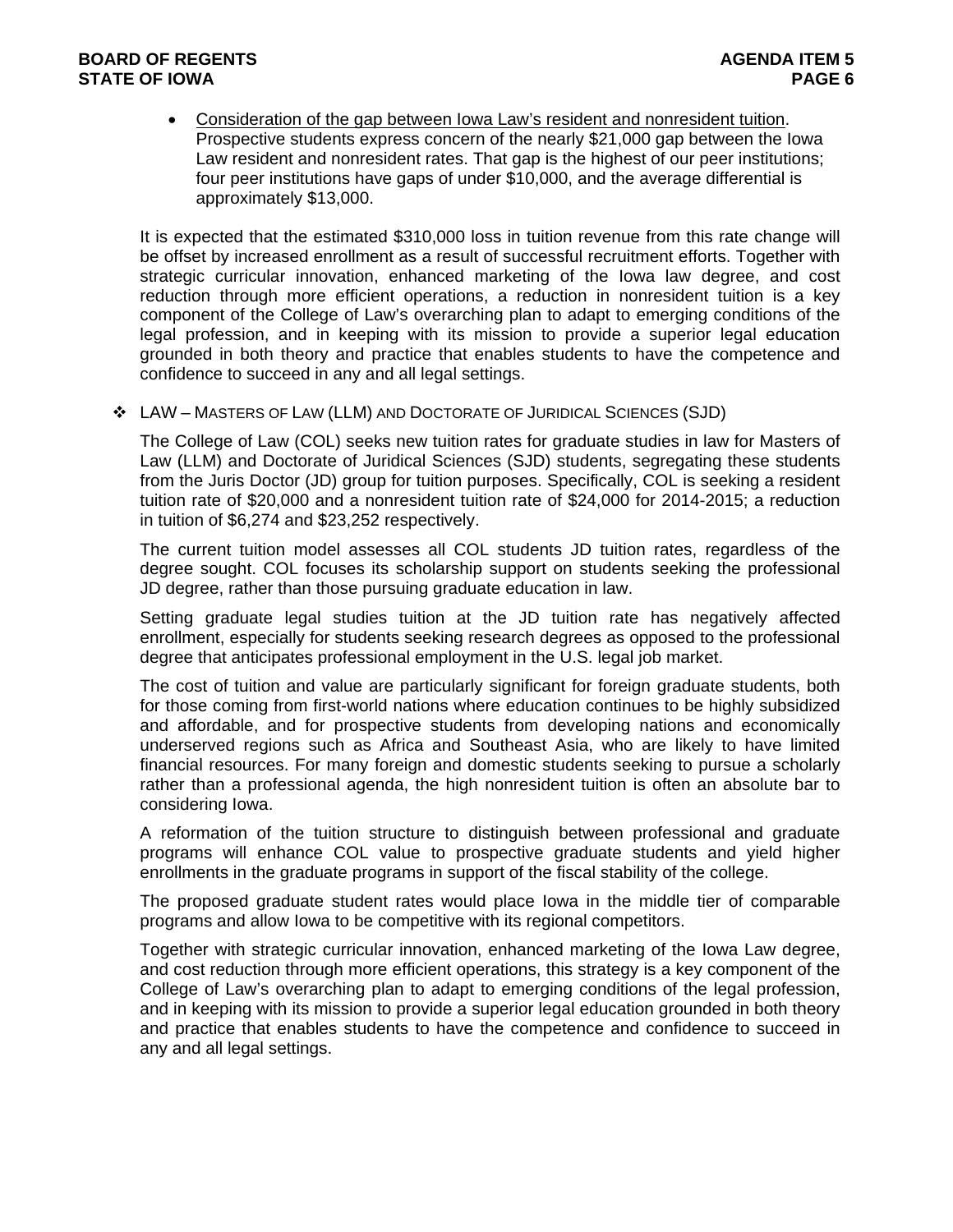- Consideration of the gap between Iowa Law's resident and nonresident tuition. Prospective students express concern of the nearly $21,000 gap between the Iowa Law resident and nonresident rates. That gap is the highest of our peer institutions; four peer institutions have gaps of under $10,000, and the average differential is approximately $13,000.

It is expected that the estimated $310,000 loss in tuition revenue from this rate change will be offset by increased enrollment as a result of successful recruitment efforts. Together with strategic curricular innovation, enhanced marketing of the Iowa law degree, and cost reduction through more efficient operations, a reduction in nonresident tuition is a key component of the College of Law's overarching plan to adapt to emerging conditions of the legal profession, and in keeping with its mission to provide a superior legal education grounded in both theory and practice that enables students to have the competence and confidence to succeed in any and all legal settings.

❖ LAW – MASTERS OF LAW (LLM) AND DOCTORATE OF JURIDICAL SCIENCES (SJD)

The College of Law (COL) seeks new tuition rates for graduate studies in law for Masters of Law (LLM) and Doctorate of Juridical Sciences (SJD) students, segregating these students from the Juris Doctor (JD) group for tuition purposes. Specifically, COL is seeking a resident tuition rate of $20,000 and a nonresident tuition rate of $24,000 for 2014-2015; a reduction in tuition of $6,274 and $23,252 respectively.

The current tuition model assesses all COL students JD tuition rates, regardless of the degree sought. COL focuses its scholarship support on students seeking the professional JD degree, rather than those pursuing graduate education in law.

Setting graduate legal studies tuition at the JD tuition rate has negatively affected enrollment, especially for students seeking research degrees as opposed to the professional degree that anticipates professional employment in the U.S. legal job market.

The cost of tuition and value are particularly significant for foreign graduate students, both for those coming from first-world nations where education continues to be highly subsidized and affordable, and for prospective students from developing nations and economically underserved regions such as Africa and Southeast Asia, who are likely to have limited financial resources. For many foreign and domestic students seeking to pursue a scholarly rather than a professional agenda, the high nonresident tuition is often an absolute bar to considering Iowa.

A reformation of the tuition structure to distinguish between professional and graduate programs will enhance COL value to prospective graduate students and yield higher enrollments in the graduate programs in support of the fiscal stability of the college.

The proposed graduate student rates would place Iowa in the middle tier of comparable programs and allow Iowa to be competitive with its regional competitors.

Together with strategic curricular innovation, enhanced marketing of the Iowa Law degree, and cost reduction through more efficient operations, this strategy is a key component of the College of Law's overarching plan to adapt to emerging conditions of the legal profession, and in keeping with its mission to provide a superior legal education grounded in both theory and practice that enables students to have the competence and confidence to succeed in any and all legal settings.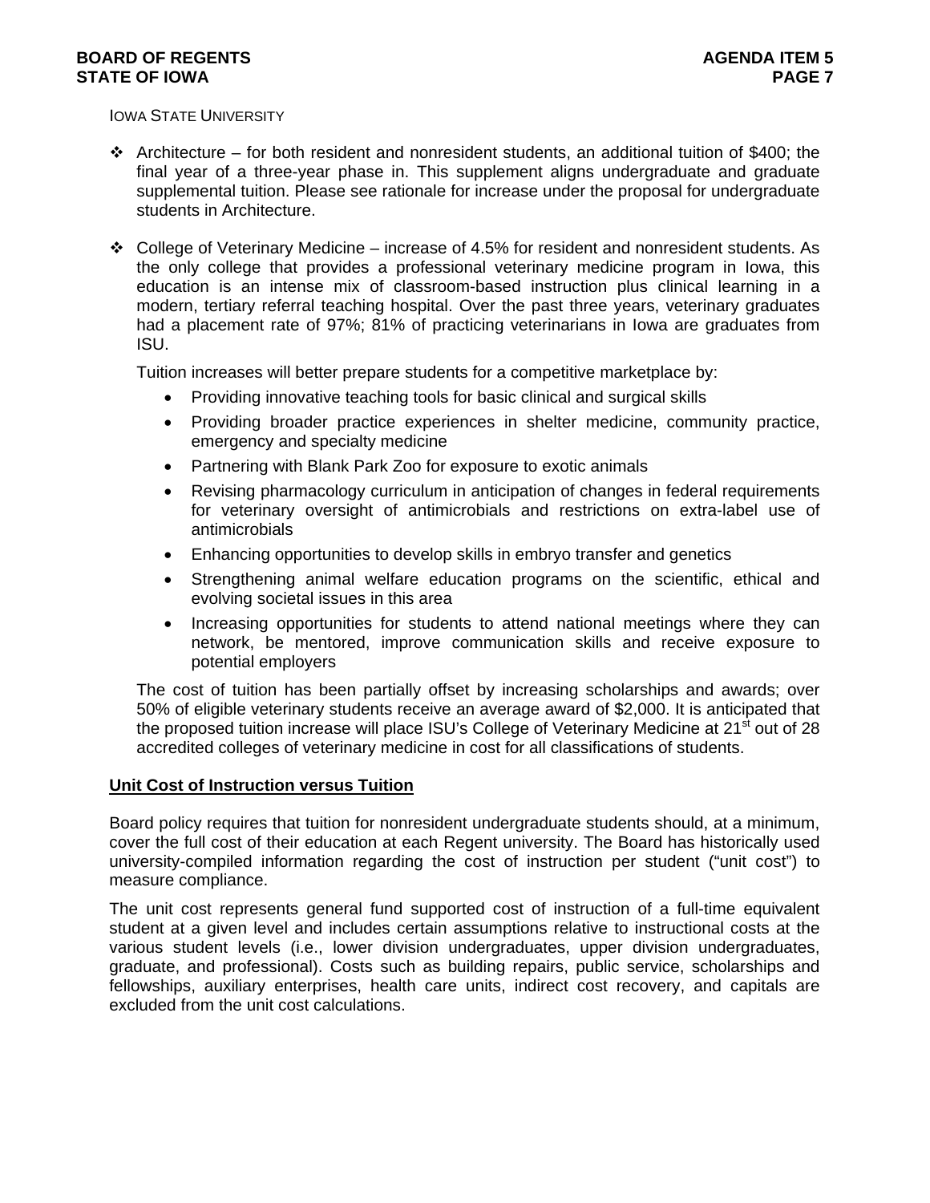IOWA STATE UNIVERSITY

- Architecture – for both resident and nonresident students, an additional tuition of $400; the final year of a three-year phase in. This supplement aligns undergraduate and graduate supplemental tuition. Please see rationale for increase under the proposal for undergraduate students in Architecture.

- College of Veterinary Medicine – increase of 4.5% for resident and nonresident students. As the only college that provides a professional veterinary medicine program in Iowa, this education is an intense mix of classroom-based instruction plus clinical learning in a modern, tertiary referral teaching hospital. Over the past three years, veterinary graduates had a placement rate of 97%; 81% of practicing veterinarians in Iowa are graduates from ISU.

  Tuition increases will better prepare students for a competitive marketplace by:

  - Providing innovative teaching tools for basic clinical and surgical skills
  - Providing broader practice experiences in shelter medicine, community practice, emergency and specialty medicine
  - Partnering with Blank Park Zoo for exposure to exotic animals
  - Revising pharmacology curriculum in anticipation of changes in federal requirements for veterinary oversight of antimicrobials and restrictions on extra-label use of antimicrobials
  - Enhancing opportunities to develop skills in embryo transfer and genetics
  - Strengthening animal welfare education programs on the scientific, ethical and evolving societal issues in this area
  - Increasing opportunities for students to attend national meetings where they can network, be mentored, improve communication skills and receive exposure to potential employers

  The cost of tuition has been partially offset by increasing scholarships and awards; over 50% of eligible veterinary students receive an average award of $2,000. It is anticipated that the proposed tuition increase will place ISU's College of Veterinary Medicine at 21st out of 28 accredited colleges of veterinary medicine in cost for all classifications of students.

## Unit Cost of Instruction versus Tuition

Board policy requires that tuition for nonresident undergraduate students should, at a minimum, cover the full cost of their education at each Regent university. The Board has historically used university-compiled information regarding the cost of instruction per student ("unit cost") to measure compliance.

The unit cost represents general fund supported cost of instruction of a full-time equivalent student at a given level and includes certain assumptions relative to instructional costs at the various student levels (i.e., lower division undergraduates, upper division undergraduates, graduate, and professional). Costs such as building repairs, public service, scholarships and fellowships, auxiliary enterprises, health care units, indirect cost recovery, and capitals are excluded from the unit cost calculations.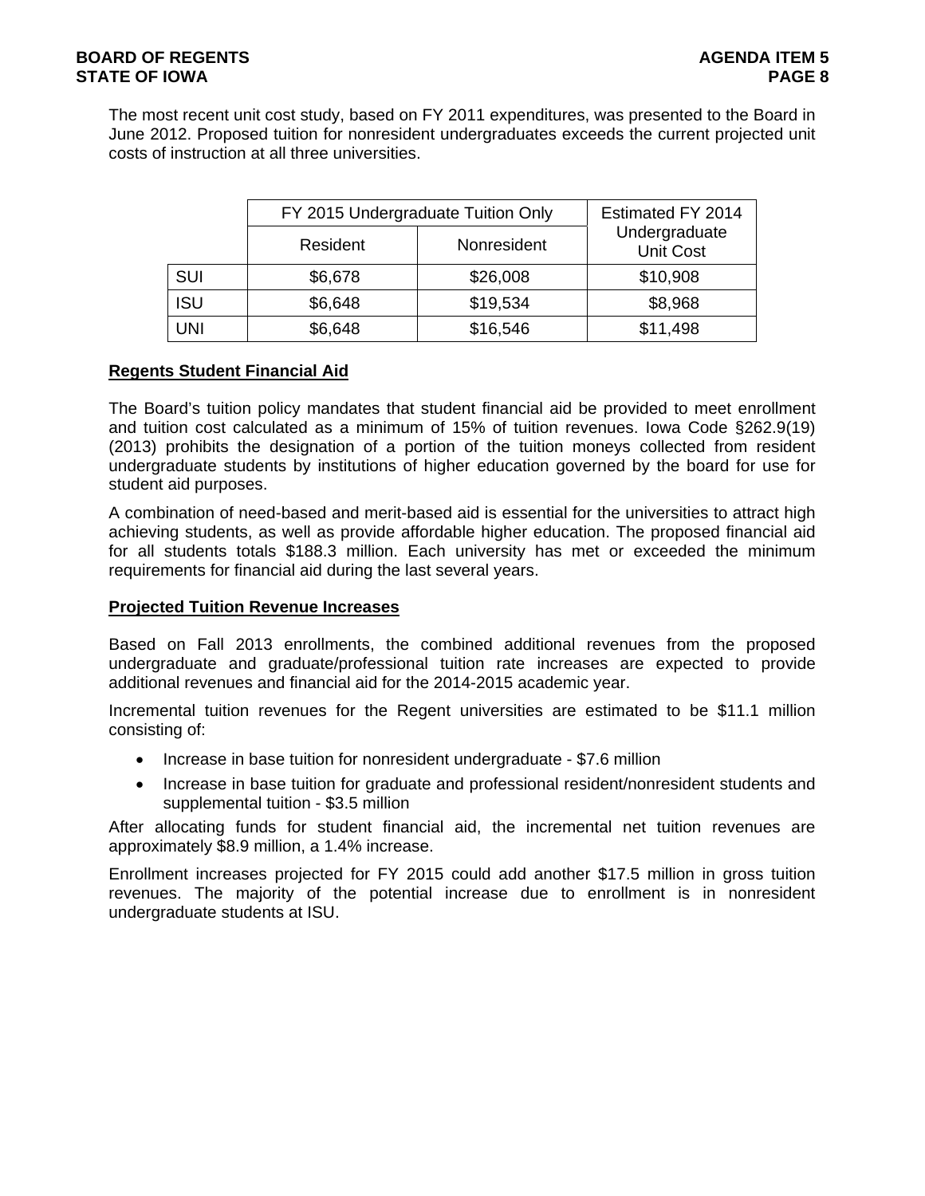The most recent unit cost study, based on FY 2011 expenditures, was presented to the Board in June 2012. Proposed tuition for nonresident undergraduates exceeds the current projected unit costs of instruction at all three universities.

| | FY 2015 Undergraduate Tuition Only | | Estimated FY 2014 Undergraduate Unit Cost |
|---|---|---|---|
| | Resident | Nonresident | |
| SUI | $6,678 | $26,008 | $10,908 |
| ISU | $6,648 | $19,534 | $8,968 |
| UNI | $6,648 | $16,546 | $11,498 |

**Regents Student Financial Aid**

The Board's tuition policy mandates that student financial aid be provided to meet enrollment and tuition cost calculated as a minimum of 15% of tuition revenues. Iowa Code §262.9(19) (2013) prohibits the designation of a portion of the tuition moneys collected from resident undergraduate students by institutions of higher education governed by the board for use for student aid purposes.

A combination of need-based and merit-based aid is essential for the universities to attract high achieving students, as well as provide affordable higher education. The proposed financial aid for all students totals $188.3 million. Each university has met or exceeded the minimum requirements for financial aid during the last several years.

**Projected Tuition Revenue Increases**

Based on Fall 2013 enrollments, the combined additional revenues from the proposed undergraduate and graduate/professional tuition rate increases are expected to provide additional revenues and financial aid for the 2014-2015 academic year.

Incremental tuition revenues for the Regent universities are estimated to be $11.1 million consisting of:

- Increase in base tuition for nonresident undergraduate - $7.6 million
- Increase in base tuition for graduate and professional resident/nonresident students and supplemental tuition - $3.5 million

After allocating funds for student financial aid, the incremental net tuition revenues are approximately $8.9 million, a 1.4% increase.

Enrollment increases projected for FY 2015 could add another $17.5 million in gross tuition revenues. The majority of the potential increase due to enrollment is in nonresident undergraduate students at ISU.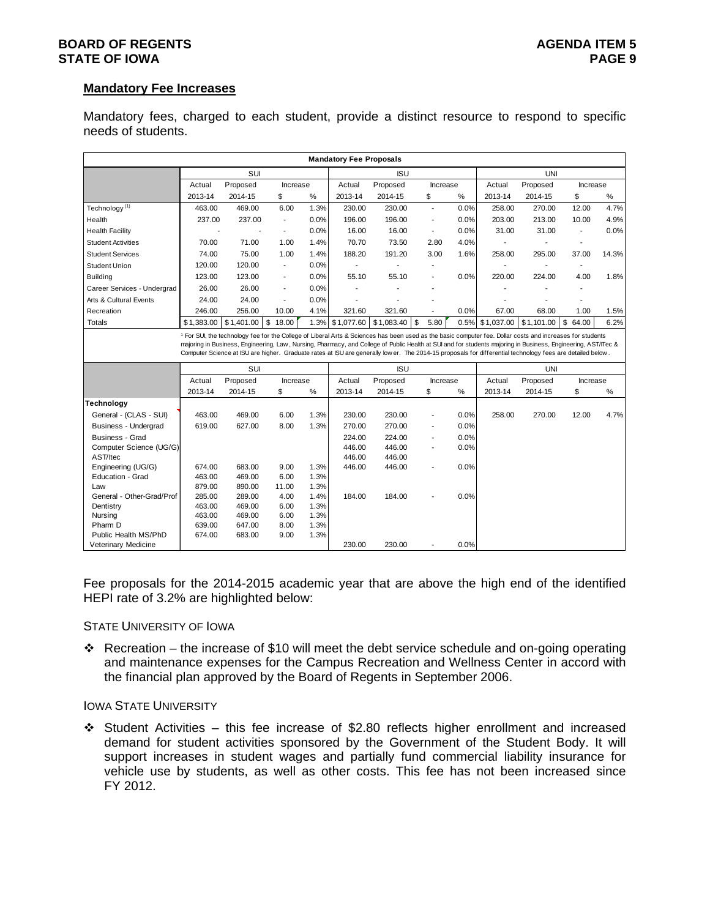## Mandatory Fee Increases

Mandatory fees, charged to each student, provide a distinct resource to respond to specific needs of students.

**Mandatory Fee Proposals**

| | SUI | | | | ISU | | | | UNI | | | |
|---|---|---|---|---|---|---|---|---|---|---|---|---|
| | Actual | Proposed | Increase | | Actual | Proposed | Increase | | Actual | Proposed | Increase | |
| | 2013-14 | 2014-15 | $ | % | 2013-14 | 2014-15 | $ | % | 2013-14 | 2014-15 | $ | % |
| Technology [1] | 463.00 | 469.00 | 6.00 | 1.3% | 230.00 | 230.00 | - | 0.0% | 258.00 | 270.00 | 12.00 | 4.7% |
| Health | 237.00 | 237.00 | - | 0.0% | 196.00 | 196.00 | - | 0.0% | 203.00 | 213.00 | 10.00 | 4.9% |
| Health Facility | - | - | - | 0.0% | 16.00 | 16.00 | - | 0.0% | 31.00 | 31.00 | - | 0.0% |
| Student Activities | 70.00 | 71.00 | 1.00 | 1.4% | 70.70 | 73.50 | 2.80 | 4.0% | - | - | - | |
| Student Services | 74.00 | 75.00 | 1.00 | 1.4% | 188.20 | 191.20 | 3.00 | 1.6% | 258.00 | 295.00 | 37.00 | 14.3% |
| Student Union | 120.00 | 120.00 | - | 0.0% | - | - | - | | - | - | - | |
| Building | 123.00 | 123.00 | - | 0.0% | 55.10 | 55.10 | - | 0.0% | 220.00 | 224.00 | 4.00 | 1.8% |
| Career Services - Undergrad | 26.00 | 26.00 | - | 0.0% | - | - | - | | - | - | - | |
| Arts & Cultural Events | 24.00 | 24.00 | - | 0.0% | - | - | - | | - | - | - | |
| Recreation | 246.00 | 256.00 | 10.00 | 4.1% | 321.60 | 321.60 | - | 0.0% | 67.00 | 68.00 | 1.00 | 1.5% |
| Totals | $1,383.00 | $1,401.00 | $ 18.00 | 1.3% | $1,077.60 | $1,083.40 | $ 5.80 | 0.5% | $1,037.00 | $1,101.00 | $ 64.00 | 6.2% |

[1] For SUI, the technology fee for the College of Liberal Arts & Sciences has been used as the basic computer fee. Dollar costs and increases for students majoring in Business, Engineering, Law, Nursing, Pharmacy, and College of Public Health at SUI and for students majoring in Business, Engineering, AST/ITec & Computer Science at ISU are higher. Graduate rates at ISU are generally lower. The 2014-15 proposals for differential technology fees are detailed below.

| | SUI | | | | ISU | | | | UNI | | | |
|---|---|---|---|---|---|---|---|---|---|---|---|---|
| | Actual | Proposed | Increase | | Actual | Proposed | Increase | | Actual | Proposed | Increase | |
| | 2013-14 | 2014-15 | $ | % | 2013-14 | 2014-15 | $ | % | 2013-14 | 2014-15 | $ | % |
| **Technology** | | | | | | | | | | | | |
| General - (CLAS - SUI) | 463.00 | 469.00 | 6.00 | 1.3% | 230.00 | 230.00 | - | 0.0% | 258.00 | 270.00 | 12.00 | 4.7% |
| Business - Undergrad | 619.00 | 627.00 | 8.00 | 1.3% | 270.00 | 270.00 | - | 0.0% | | | | |
| Business - Grad | | | | | 224.00 | 224.00 | - | 0.0% | | | | |
| Computer Science (UG/G) | | | | | 446.00 | 446.00 | - | 0.0% | | | | |
| AST/Itec | | | | | 446.00 | 446.00 | | | | | | |
| Engineering (UG/G) | 674.00 | 683.00 | 9.00 | 1.3% | 446.00 | 446.00 | - | 0.0% | | | | |
| Education - Grad | 463.00 | 469.00 | 6.00 | 1.3% | | | | | | | | |
| Law | 879.00 | 890.00 | 11.00 | 1.3% | | | | | | | | |
| General - Other-Grad/Prof | 285.00 | 289.00 | 4.00 | 1.4% | 184.00 | 184.00 | - | 0.0% | | | | |
| Dentistry | 463.00 | 469.00 | 6.00 | 1.3% | | | | | | | | |
| Nursing | 463.00 | 469.00 | 6.00 | 1.3% | | | | | | | | |
| Pharm D | 639.00 | 647.00 | 8.00 | 1.3% | | | | | | | | |
| Public Health MS/PhD | 674.00 | 683.00 | 9.00 | 1.3% | | | | | | | | |
| Veterinary Medicine | | | | | 230.00 | 230.00 | - | 0.0% | | | | |

Fee proposals for the 2014-2015 academic year that are above the high end of the identified HEPI rate of 3.2% are highlighted below:

STATE UNIVERSITY OF IOWA

- Recreation – the increase of $10 will meet the debt service schedule and on-going operating and maintenance expenses for the Campus Recreation and Wellness Center in accord with the financial plan approved by the Board of Regents in September 2006.

IOWA STATE UNIVERSITY

- Student Activities – this fee increase of $2.80 reflects higher enrollment and increased demand for student activities sponsored by the Government of the Student Body. It will support increases in student wages and partially fund commercial liability insurance for vehicle use by students, as well as other costs. This fee has not been increased since FY 2012.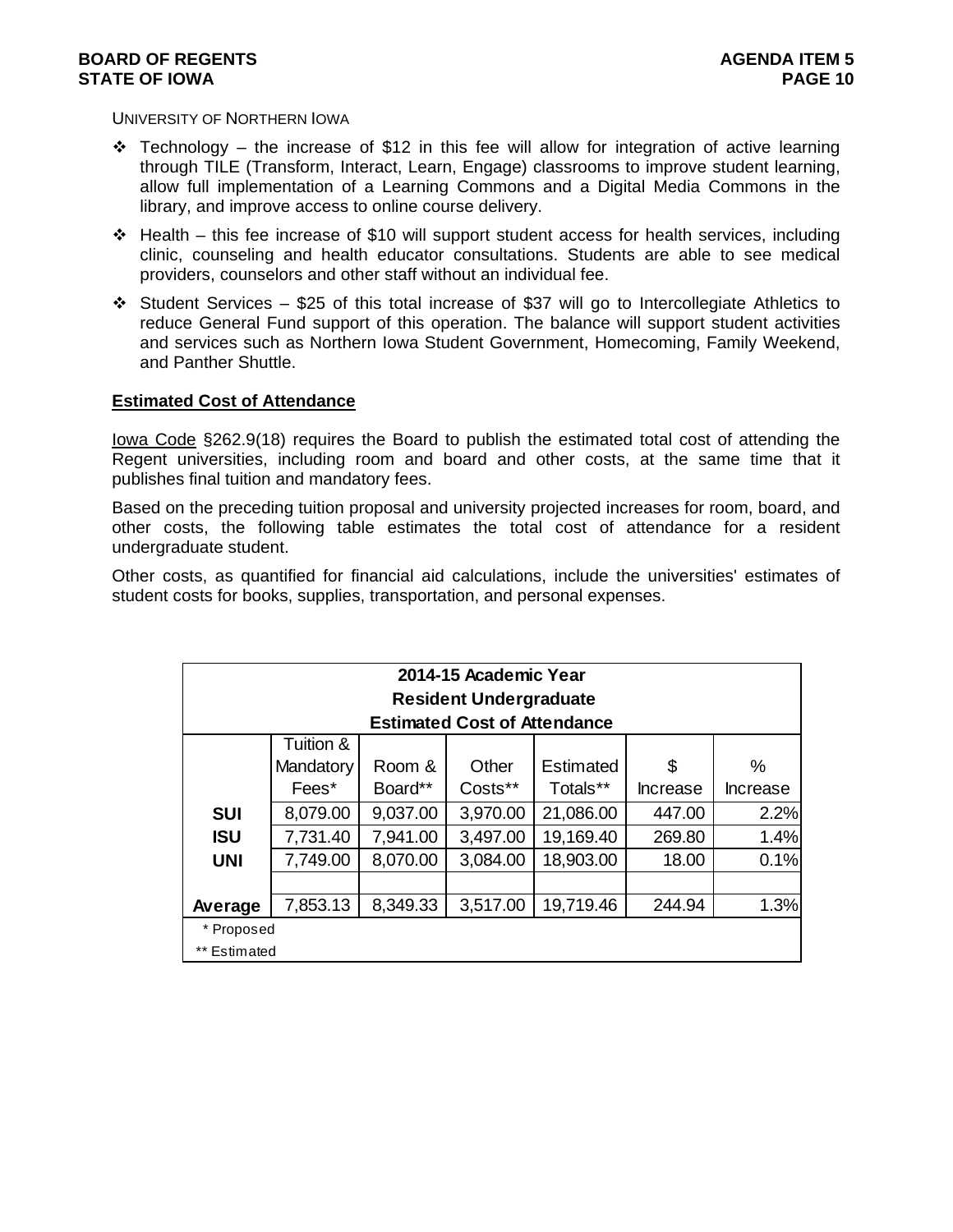UNIVERSITY OF NORTHERN IOWA

- Technology – the increase of $12 in this fee will allow for integration of active learning through TILE (Transform, Interact, Learn, Engage) classrooms to improve student learning, allow full implementation of a Learning Commons and a Digital Media Commons in the library, and improve access to online course delivery.
- Health – this fee increase of $10 will support student access for health services, including clinic, counseling and health educator consultations. Students are able to see medical providers, counselors and other staff without an individual fee.
- Student Services – $25 of this total increase of $37 will go to Intercollegiate Athletics to reduce General Fund support of this operation. The balance will support student activities and services such as Northern Iowa Student Government, Homecoming, Family Weekend, and Panther Shuttle.

**Estimated Cost of Attendance**

Iowa Code §262.9(18) requires the Board to publish the estimated total cost of attending the Regent universities, including room and board and other costs, at the same time that it publishes final tuition and mandatory fees.

Based on the preceding tuition proposal and university projected increases for room, board, and other costs, the following table estimates the total cost of attendance for a resident undergraduate student.

Other costs, as quantified for financial aid calculations, include the universities' estimates of student costs for books, supplies, transportation, and personal expenses.

**2014-15 Academic Year**
**Resident Undergraduate**
**Estimated Cost of Attendance**

| | Tuition & Mandatory Fees* | Room & Board** | Other Costs** | Estimated Totals** | $ Increase | % Increase |
|---|---|---|---|---|---|---|
| **SUI** | 8,079.00 | 9,037.00 | 3,970.00 | 21,086.00 | 447.00 | 2.2% |
| **ISU** | 7,731.40 | 7,941.00 | 3,497.00 | 19,169.40 | 269.80 | 1.4% |
| **UNI** | 7,749.00 | 8,070.00 | 3,084.00 | 18,903.00 | 18.00 | 0.1% |
| | | | | | | |
| **Average** | 7,853.13 | 8,349.33 | 3,517.00 | 19,719.46 | 244.94 | 1.3% |

\* Proposed
** Estimated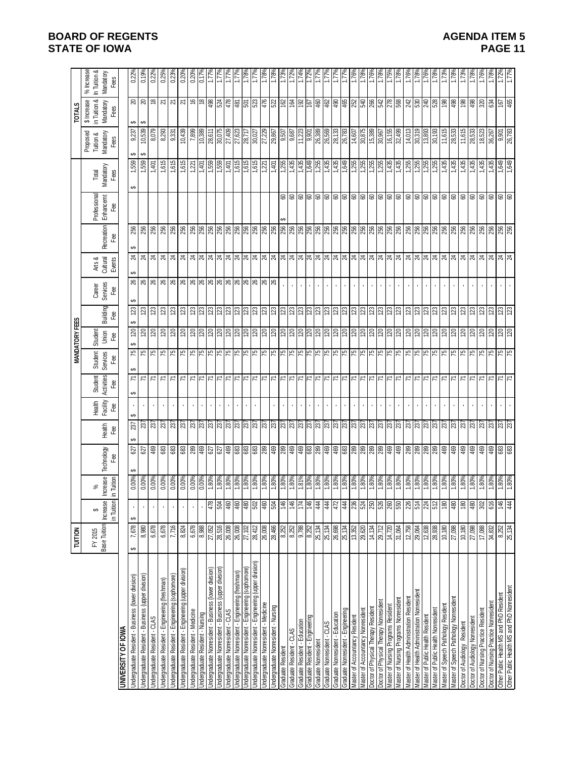| | TUITION | | | MANDATORY FEES | | | | | | | | | | | | TOTALS | | |
|---|---|---|---|---|---|---|---|---|---|---|---|---|---|---|---|---|---|---|
| | FY 2015 Base Tuition | $ Increase in Tuition | % Increase in Tuition | Technology Fee | Health Fee | Health Facility Fee | Student Activities Fee | Student Services Fee | Student Union Fee | Building Fee | Career Services Fee | Arts & Cultural Events | Recreation Fee | Professional Enhancement Fee | Total Mandatory Fees | Proposed Tuition & Mandatory Fees | $ Increase in Tuition & Mandatory Fees | % Increase in Tuition & Mandatory Fees |
| **UNIVERSITY OF IOWA** | | | | | | | | | | | | | | | | | | |
| Undergraduate Resident - Business (lower division) | $ 7,678 | $ - | 0.00% | $ 627 | $ 237 | $ - | $ 71 | $ 75 | $ 120 | $ 123 | $ 26 | $ 24 | $ 256 | | $ 1,559 | $ 9,237 | $ 20 | 0.22% |
| Undergraduate Resident - Business (upper division) | 8,980 | - | 0.00% | 627 | 237 | - | 71 | 75 | 120 | 123 | 26 | 24 | 256 | | 1,559 | $ 10,539 | $ 20 | 0.19% |
| Undergraduate Resident - CLAS | 6,678 | - | 0.00% | 469 | 237 | - | 71 | 75 | 120 | 123 | 26 | 24 | 256 | | 1,401 | 8,079 | 18 | 0.22% |
| Undergraduate Resident - Engineering (freshman) | 6,678 | - | 0.00% | 683 | 237 | - | 71 | 75 | 120 | 123 | 26 | 24 | 256 | | 1,615 | 8,293 | 21 | 0.25% |
| Undergraduate Resident - Engineering (sophomore) | 7,716 | - | 0.00% | 683 | 237 | - | 71 | 75 | 120 | 123 | 26 | 24 | 256 | | 1,615 | 9,331 | 21 | 0.23% |
| Undergraduate Resident - Engineering (upper division) | 8,824 | - | 0.00% | 683 | 237 | - | 71 | 75 | 120 | 123 | 26 | 24 | 256 | | 1,615 | 10,439 | 21 | 0.20% |
| Undergraduate Resident - Medicine | 6,678 | - | 0.00% | 289 | 237 | - | 71 | 75 | 120 | 123 | 26 | 24 | 256 | | 1,221 | 7,899 | 16 | 0.20% |
| Undergraduate Resident - Nursing | 8,988 | - | 0.00% | 469 | 237 | - | 71 | 75 | 120 | 123 | 26 | 24 | 256 | | 1,401 | 10,389 | 18 | 0.17% |
| Undergraduate Nonresident - Business (lower division) | 27,052 | 478 | 1.80% | 627 | 237 | - | 71 | 75 | 120 | 123 | 26 | 24 | 256 | | 1,559 | 28,611 | 498 | 1.77% |
| Undergraduate Nonresident - Business (upper division) | 28,516 | 504 | 1.80% | 627 | 237 | - | 71 | 75 | 120 | 123 | 26 | 24 | 256 | | 1,559 | 30,075 | 524 | 1.77% |
| Undergraduate Nonresident - CLAS | 26,008 | 460 | 1.80% | 469 | 237 | - | 71 | 75 | 120 | 123 | 26 | 24 | 256 | | 1,401 | 27,409 | 478 | 1.77% |
| Undergraduate Nonresident - Engineering (freshman) | 26,008 | 460 | 1.80% | 683 | 237 | - | 71 | 75 | 120 | 123 | 26 | 24 | 256 | | 1,615 | 27,623 | 481 | 1.77% |
| Undergraduate Nonresident - Engineering (sophomore) | 27,102 | 480 | 1.80% | 683 | 237 | - | 71 | 75 | 120 | 123 | 26 | 24 | 256 | | 1,615 | 28,717 | 501 | 1.78% |
| Undergraduate Nonresident - Engineering (upper division) | 28,412 | 502 | 1.80% | 683 | 237 | - | 71 | 75 | 120 | 123 | 26 | 24 | 256 | | 1,615 | 30,027 | 523 | 1.77% |
| Undergraduate Nonresident - Medicine | 26,008 | 460 | 1.80% | 289 | 237 | - | 71 | 75 | 120 | 123 | 26 | 24 | 256 | | 1,221 | 27,229 | 476 | 1.78% |
| Undergraduate Nonresident - Nursing | 28,466 | 504 | 1.80% | 469 | 237 | - | 71 | 75 | 120 | 123 | 26 | 24 | 256 | | 1,401 | 29,867 | 522 | 1.78% |
| Graduate Resident | 8,252 | 146 | 1.80% | 289 | 237 | - | 71 | 75 | 120 | 123 | - | 24 | 256 | $ 60 | 1,255 | 9,507 | 162 | 1.73% |
| Graduate Resident - CLAS | 8,252 | 146 | 1.80% | 469 | 237 | - | 71 | 75 | 120 | 123 | - | 24 | 256 | 60 | 1,435 | 9,687 | 164 | 1.72% |
| Graduate Resident - Education | 9,788 | 174 | 1.81% | 469 | 237 | - | 71 | 75 | 120 | 123 | - | 24 | 256 | 60 | 1,435 | 11,223 | 192 | 1.74% |
| Graduate Resident - Engineering | 8,252 | 146 | 1.80% | 683 | 237 | - | 71 | 75 | 120 | 123 | - | 24 | 256 | 60 | 1,649 | 9,901 | 167 | 1.72% |
| Graduate Nonresident | 25,134 | 444 | 1.80% | 289 | 237 | - | 71 | 75 | 120 | 123 | - | 24 | 256 | 60 | 1,255 | 26,389 | 460 | 1.77% |
| Graduate Nonresident - CLAS | 25,134 | 444 | 1.80% | 469 | 237 | - | 71 | 75 | 120 | 123 | - | 24 | 256 | 60 | 1,435 | 26,569 | 462 | 1.77% |
| Graduate Nonresident - Education | 26,698 | 472 | 1.80% | 469 | 237 | - | 71 | 75 | 120 | 123 | - | 24 | 256 | 60 | 1,435 | 28,133 | 490 | 1.77% |
| Graduate Nonresident - Engineering | 25,134 | 444 | 1.80% | 683 | 237 | - | 71 | 75 | 120 | 123 | - | 24 | 256 | 60 | 1,649 | 26,783 | 465 | 1.77% |
| Master of Accountancy Resident | 13,352 | 236 | 1.80% | 289 | 237 | - | 71 | 75 | 120 | 123 | - | 24 | 256 | 60 | 1,255 | 14,607 | 252 | 1.76% |
| Master of Accountancy Nonresident | 29,620 | 524 | 1.80% | 289 | 237 | - | 71 | 75 | 120 | 123 | - | 24 | 256 | 60 | 1,255 | 30,875 | 540 | 1.78% |
| Doctor of Physical Therapy Resident | 14,134 | 250 | 1.80% | 289 | 237 | - | 71 | 75 | 120 | 123 | - | 24 | 256 | 60 | 1,255 | 15,389 | 266 | 1.76% |
| Doctor of Physical Therapy Nonresident | 29,712 | 526 | 1.80% | 289 | 237 | - | 71 | 75 | 120 | 123 | - | 24 | 256 | 60 | 1,255 | 30,967 | 542 | 1.78% |
| Master of Nursing Programs Resident | 14,720 | 260 | 1.80% | 469 | 237 | - | 71 | 75 | 120 | 123 | - | 24 | 256 | 60 | 1,435 | 16,155 | 278 | 1.75% |
| Master of Nursing Programs Nonresident | 31,064 | 550 | 1.80% | 469 | 237 | - | 71 | 75 | 120 | 123 | - | 24 | 256 | 60 | 1,435 | 32,499 | 568 | 1.78% |
| Master of Health Administration Resident | 12,758 | 226 | 1.80% | 289 | 237 | - | 71 | 75 | 120 | 123 | - | 24 | 256 | 60 | 1,255 | 14,013 | 242 | 1.76% |
| Master of Health Administration Nonresident | 29,064 | 514 | 1.80% | 289 | 237 | - | 71 | 75 | 120 | 123 | - | 24 | 256 | 60 | 1,255 | 30,319 | 530 | 1.78% |
| Master of Public Health Resident | 12,638 | 224 | 1.80% | 289 | 237 | - | 71 | 75 | 120 | 123 | - | 24 | 256 | 60 | 1,255 | 13,893 | 240 | 1.76% |
| Master of Public Health Nonresident | 28,938 | 512 | 1.80% | 289 | 237 | - | 71 | 75 | 120 | 123 | - | 24 | 256 | 60 | 1,255 | 30,193 | 528 | 1.78% |
| Master of Speech Pathology Resident | 10,180 | 180 | 1.80% | 469 | 237 | - | 71 | 75 | 120 | 123 | - | 24 | 256 | 60 | 1,435 | 11,615 | 198 | 1.73% |
| Master of Speech Pathology Nonresident | 27,098 | 480 | 1.80% | 469 | 237 | - | 71 | 75 | 120 | 123 | - | 24 | 256 | 60 | 1,435 | 28,533 | 498 | 1.78% |
| Doctor of Audiology Resident | 10,180 | 180 | 1.80% | 469 | 237 | - | 71 | 75 | 120 | 123 | - | 24 | 256 | 60 | 1,435 | 11,615 | 198 | 1.73% |
| Doctor of Audiology Nonresident | 27,098 | 480 | 1.80% | 469 | 237 | - | 71 | 75 | 120 | 123 | - | 24 | 256 | 60 | 1,435 | 28,533 | 498 | 1.78% |
| Doctor of Nursing Practice Resident | 17,088 | 302 | 1.80% | 469 | 237 | - | 71 | 75 | 120 | 123 | - | 24 | 256 | 60 | 1,435 | 18,523 | 320 | 1.76% |
| Doctor of Nursing Practice Nonresident | 34,832 | 616 | 1.80% | 469 | 237 | - | 71 | 75 | 120 | 123 | - | 24 | 256 | 60 | 1,435 | 36,267 | 634 | 1.78% |
| Other Public Health MS and PhD Resident | 8,252 | 146 | 1.80% | 683 | 237 | - | 71 | 75 | 120 | 123 | - | 24 | 256 | 60 | 1,649 | 9,901 | 167 | 1.72% |
| Other Public Health MS and PhD Nonresident | 25,134 | 444 | 1.80% | 683 | 237 | - | 71 | 75 | 120 | 123 | - | 24 | 256 | 60 | 1,649 | 26,783 | 465 | 1.77% |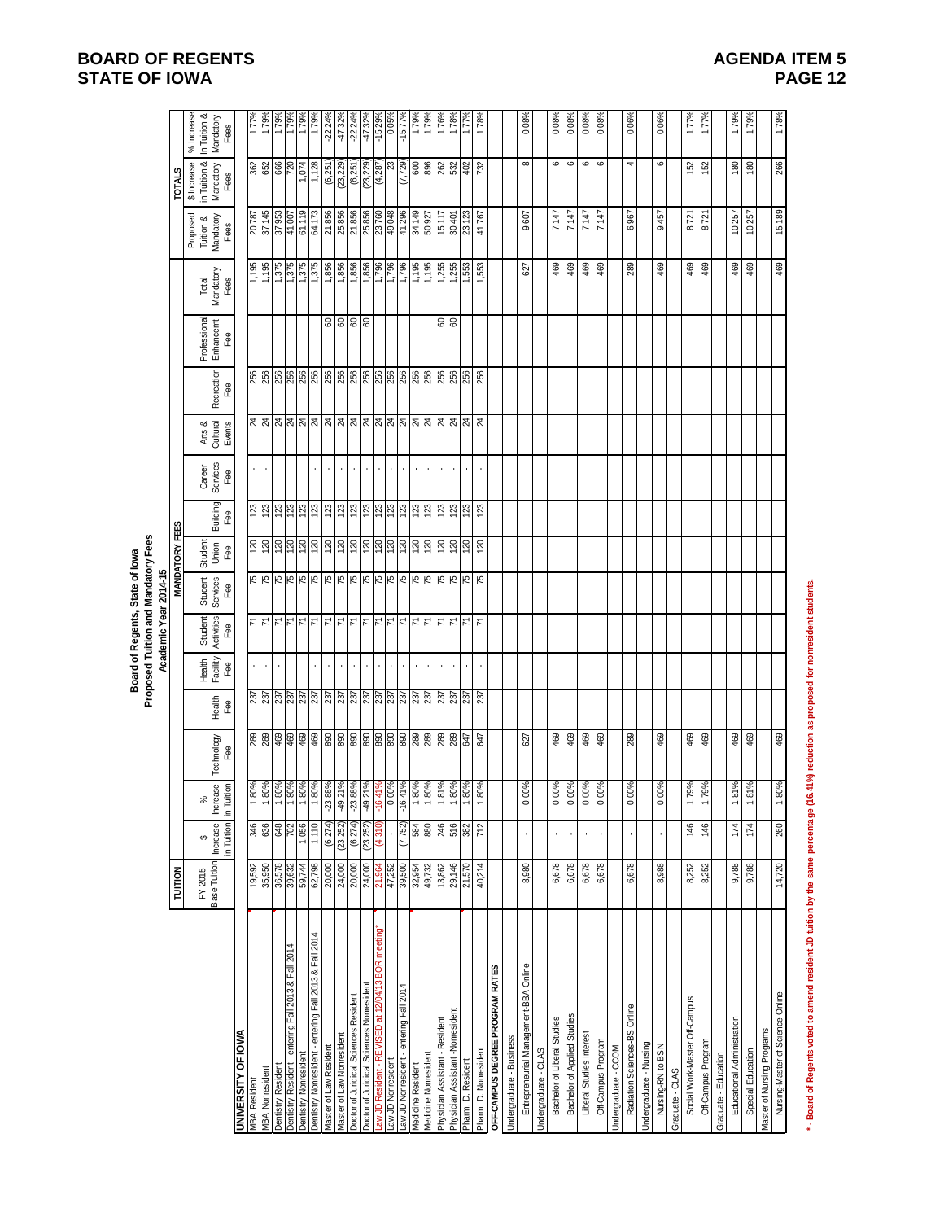**Board of Regents, State of Iowa**
**Proposed Tuition and Mandatory Fees**
**Academic Year 2014-15**

| | TUITION | | | MANDATORY FEES | | | | | | | | | | | | TOTALS | | |
|---|---|---|---|---|---|---|---|---|---|---|---|---|---|---|---|---|---|---|
| | FY 2015 Base Tuition | $ Increase in Tuition | % Increase in Tuition | Technology Fee | Health Fee | Health Facility Fee | Student Activities Fee | Student Services Fee | Student Union Fee | Building Fee | Career Services Fee | Arts & Cultural Events | Recreation Fee | Professional Enhancement Fee | Total Mandatory Fees | Proposed Tuition & Mandatory Fees | $ Increase in Tuition & Mandatory Fees | % Increase in Tuition & Mandatory Fees |
| **UNIVERSITY OF IOWA** | | | | | | | | | | | | | | | | | | |
| MBA Resident | 19,592 | 346 | 1.80% | 289 | 237 | - | 71 | 75 | 120 | 123 | - | 24 | 256 | | 1,195 | 20,787 | 362 | 1.77% |
| MBA Nonresident | 35,950 | 636 | 1.80% | 289 | 237 | - | 71 | 75 | 120 | 123 | - | 24 | 256 | | 1,195 | 37,145 | 652 | 1.79% |
| Dentistry Resident | 36,578 | 648 | 1.80% | 469 | 237 | - | 71 | 75 | 120 | 123 | - | 24 | 256 | | 1,375 | 37,953 | 666 | 1.79% |
| Dentistry Resident - entering Fall 2013 & Fall 2014 | 39,632 | 702 | 1.80% | 469 | 237 | - | 71 | 75 | 120 | 123 | - | 24 | 256 | | 1,375 | 41,007 | 720 | 1.79% |
| Dentistry Nonresident | 59,744 | 1,056 | 1.80% | 469 | 237 | - | 71 | 75 | 120 | 123 | - | 24 | 256 | | 1,375 | 61,119 | 1,074 | 1.79% |
| Dentistry Nonresident - entering Fall 2013 & Fall 2014 | 62,798 | 1,110 | 1.80% | 469 | 237 | - | 71 | 75 | 120 | 123 | - | 24 | 256 | | 1,375 | 64,173 | 1,128 | 1.79% |
| Master of Law Resident | 20,000 | (6,274) | -23.88% | 890 | 237 | - | 71 | 75 | 120 | 123 | - | 24 | 256 | 60 | 1,856 | 21,856 | (6,251) | -22.24% |
| Master of Law Nonresident | 24,000 | (23,252) | -49.21% | 890 | 237 | - | 71 | 75 | 120 | 123 | - | 24 | 256 | 60 | 1,856 | 25,856 | (23,229) | -47.32% |
| Doctor of Juridical Sciences Resident | 20,000 | (6,274) | -23.88% | 890 | 237 | - | 71 | 75 | 120 | 123 | - | 24 | 256 | 60 | 1,856 | 21,856 | (6,251) | -22.24% |
| Doctor of Juridical Sciences Nonresident | 24,000 | (23,252) | -49.21% | 890 | 237 | - | 71 | 75 | 120 | 123 | - | 24 | 256 | 60 | 1,856 | 25,856 | (23,229) | -47.32% |
| Law JD Resident - REVISED at 12/04/13 BOR meeting* | 21,964 | (4,310) | -16.41% | 890 | 237 | - | 71 | 75 | 120 | 123 | - | 24 | 256 | | 1,796 | 23,760 | (4,287) | -15.29% |
| Law JD Nonresident | 47,252 | - | 0.00% | 890 | 237 | - | 71 | 75 | 120 | 123 | - | 24 | 256 | | 1,796 | 49,048 | 23 | 0.05% |
| Law JD Nonresident - entering Fall 2014 | 39,500 | (7,752) | -16.41% | 890 | 237 | - | 71 | 75 | 120 | 123 | - | 24 | 256 | | 1,796 | 41,296 | (7,729) | -15.77% |
| Medicine Resident | 32,954 | 584 | 1.80% | 289 | 237 | - | 71 | 75 | 120 | 123 | - | 24 | 256 | | 1,195 | 34,149 | 600 | 1.79% |
| Medicine Nonresident | 49,732 | 880 | 1.80% | 289 | 237 | - | 71 | 75 | 120 | 123 | - | 24 | 256 | | 1,195 | 50,927 | 896 | 1.79% |
| Physician Assistant - Resident | 13,862 | 246 | 1.81% | 289 | 237 | - | 71 | 75 | 120 | 123 | - | 24 | 256 | 60 | 1,255 | 15,117 | 262 | 1.76% |
| Physician Assistant -Nonresident | 29,146 | 516 | 1.80% | 289 | 237 | - | 71 | 75 | 120 | 123 | - | 24 | 256 | 60 | 1,255 | 30,401 | 532 | 1.78% |
| Pharm. D. Resident | 21,570 | 382 | 1.80% | 647 | 237 | - | 71 | 75 | 120 | 123 | - | 24 | 256 | | 1,553 | 23,123 | 402 | 1.77% |
| Pharm. D. Nonresident | 40,214 | 712 | 1.80% | 647 | 237 | - | 71 | 75 | 120 | 123 | - | 24 | 256 | | 1,553 | 41,767 | 732 | 1.78% |
| **OFF-CAMPUS DEGREE PROGRAM RATES** | | | | | | | | | | | | | | | | | | |
| Undergraduate - Business | | | | | | | | | | | | | | | | | | |
| Entrepreneurial Management-BBA Online | 8,980 | - | 0.00% | 627 | | | | | | | | | | | 627 | 9,607 | 8 | 0.08% |
| Undergraduate - CLAS | | | | | | | | | | | | | | | | | | |
| Bachelor of Liberal Studies | 6,678 | - | 0.00% | 469 | | | | | | | | | | | 469 | 7,147 | 6 | 0.08% |
| Bachelor of Applied Studies | 6,678 | - | 0.00% | 469 | | | | | | | | | | | 469 | 7,147 | 6 | 0.08% |
| Liberal Studies Interest | 6,678 | - | 0.00% | 469 | | | | | | | | | | | 469 | 7,147 | 6 | 0.08% |
| Off-Campus Program | 6,678 | - | 0.00% | 469 | | | | | | | | | | | 469 | 7,147 | 6 | 0.08% |
| Undergraduate - CCOM | | | | | | | | | | | | | | | | | | |
| Radiation Sciences-BS Online | 6,678 | - | 0.00% | 289 | | | | | | | | | | | 289 | 6,967 | 4 | 0.06% |
| Undergraduate - Nursing | | | | | | | | | | | | | | | | | | |
| Nursing-RN to BSN | 8,988 | - | 0.00% | 469 | | | | | | | | | | | 469 | 9,457 | 6 | 0.06% |
| Graduate - CLAS | | | | | | | | | | | | | | | | | | |
| Social Work-Master Off-Campus | 8,252 | 146 | 1.79% | 469 | | | | | | | | | | | 469 | 8,721 | 152 | 1.77% |
| Off-Campus Program | 8,252 | 146 | 1.79% | 469 | | | | | | | | | | | 469 | 8,721 | 152 | 1.77% |
| Graduate - Education | | | | | | | | | | | | | | | | | | |
| Educational Administration | 9,788 | 174 | 1.81% | 469 | | | | | | | | | | | 469 | 10,257 | 180 | 1.79% |
| Special Education | 9,788 | 174 | 1.81% | 469 | | | | | | | | | | | 469 | 10,257 | 180 | 1.79% |
| Master of Nursing Programs | | | | | | | | | | | | | | | | | | |
| Nursing-Master of Science Online | 14,720 | 260 | 1.80% | 469 | | | | | | | | | | | 469 | 15,189 | 266 | 1.78% |

**\* - Board of Regents voted to amend resident JD tuition by the same percentage (16.41%) reduction as proposed for nonresident students.**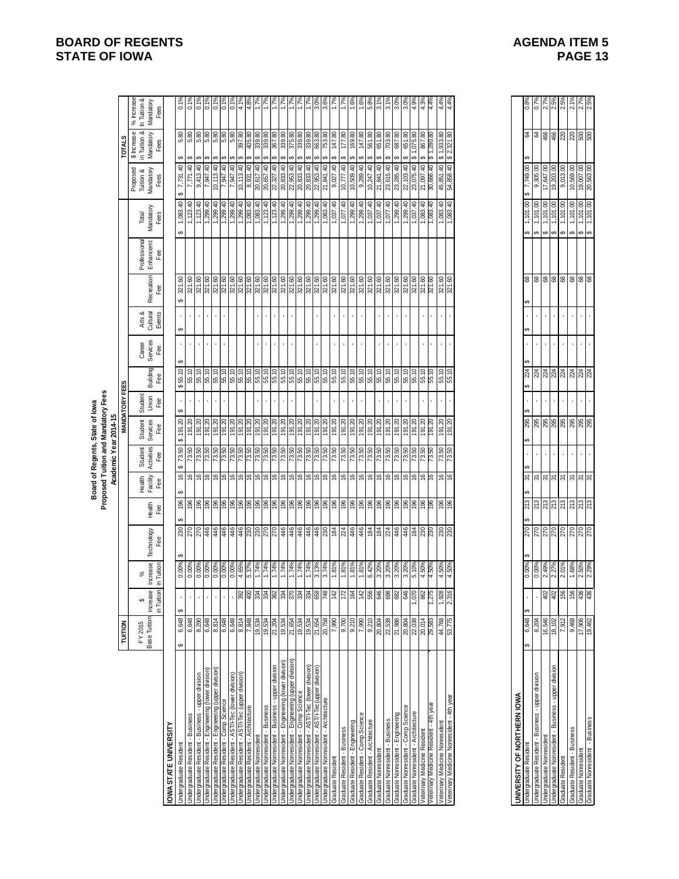**Board of Regents, State of Iowa**
**Proposed Tuition and Mandatory Fees**
**Academic Year 2014-15**

| | TUITION | | | MANDATORY FEES | | | | | | | | | | | | TOTALS | | |
|---|---|---|---|---|---|---|---|---|---|---|---|---|---|---|---|---|---|---|
| | FY 2015 Base Tuition | $ Increase in Tuition | % Increase in Tuition | Technology Fee | Health Fee | Health Facility Fee | Student Activities Fee | Student Services Fee | Student Union Fee | Building Fee | Career Services Fee | Arts & Cultural Events | Recreation Fee | Professional Enhancement Fee | Total Mandatory Fees | Proposed Tuition & Mandatory Fees | $ Increase in Tuition & Mandatory Fees | % Increase in Tuition & Mandatory Fees |
| **IOWA STATE UNIVERSITY** | | | | | | | | | | | | | | | | | | |
| Undergraduate Resident | $ 6,648 | $ - | 0.00% | $ 230 | $ 196 | $ 16 | $ 73.50 | $ 191.20 | $ - | $ 55.10 | $ - | $ - | $ 321.60 | | $ 1,083.40 | $ 7,731.40 | $ 5.80 | 0.1% |
| Undergraduate Resident - Business | 6,648 | - | 0.00% | 270 | 196 | 16 | 73.50 | 191.20 | - | 55.10 | - | - | 321.60 | | 1,123.40 | 7,771.40 | $ 5.80 | 0.1% |
| Undergraduate Resident - Business - upper division | 8,290 | - | 0.00% | 270 | 196 | 16 | 73.50 | 191.20 | - | 55.10 | - | - | 321.60 | | 1,123.40 | 9,413.40 | $ 5.80 | 0.1% |
| Undergraduate Resident - Engineering (lower division) | 6,648 | - | 0.00% | 446 | 196 | 16 | 73.50 | 191.20 | - | 55.10 | - | - | 321.60 | | 1,299.40 | 7,947.40 | $ 5.80 | 0.1% |
| Undergraduate Resident - Engineering (upper division) | 8,814 | - | 0.00% | 446 | 196 | 16 | 73.50 | 191.20 | - | 55.10 | - | - | 321.60 | | 1,299.40 | 10,113.40 | $ 5.80 | 0.1% |
| Undergraduate Resident - Comp Science | 6,648 | - | 0.00% | 446 | 196 | 16 | 73.50 | 191.20 | - | 55.10 | - | - | 321.60 | | 1,299.40 | 7,947.40 | $ 5.80 | 0.1% |
| Undergraduate Resident - ASTI/I-Tec (lower division) | 6,648 | - | 0.00% | 446 | 196 | 16 | 73.50 | 191.20 | - | 55.10 | - | - | 321.60 | | 1,299.40 | 7,947.40 | $ 5.80 | 0.1% |
| Undergraduate Resident - ASTI/I-Tec (upper division) | 8,814 | 392 | 4.65% | 446 | 196 | 16 | 73.50 | 191.20 | - | 55.10 | - | - | 321.60 | | 1,299.40 | 10,113.40 | $ 397.80 | 4.1% |
| Undergraduate Resident - Architecture | 7,848 | 400 | 5.37% | 230 | 196 | 16 | 73.50 | 191.20 | - | 55.10 | - | - | 321.60 | | 1,083.40 | 8,931.40 | $ 405.80 | 4.8% |
| Undergraduate Nonresident | 19,534 | 334 | 1.74% | 230 | 196 | 16 | 73.50 | 191.20 | - | 55.10 | - | - | 321.60 | | 1,083.40 | 20,617.40 | $ 339.80 | 1.7% |
| Undergraduate Nonresident - Business | 19,534 | 334 | 1.74% | 270 | 196 | 16 | 73.50 | 191.20 | - | 55.10 | - | - | 321.60 | | 1,123.40 | 20,657.40 | $ 339.80 | 1.7% |
| Undergraduate Nonresident - Business - upper division | 21,204 | 362 | 1.74% | 270 | 196 | 16 | 73.50 | 191.20 | - | 55.10 | - | - | 321.60 | | 1,123.40 | 22,327.40 | $ 367.80 | 1.7% |
| Undergraduate Nonresident - Engineering (lower division) | 19,534 | 334 | 1.74% | 446 | 196 | 16 | 73.50 | 191.20 | - | 55.10 | - | - | 321.60 | | 1,299.40 | 20,833.40 | $ 339.80 | 1.7% |
| Undergraduate Nonresident - Engineering (upper division) | 21,654 | 370 | 1.74% | 446 | 196 | 16 | 73.50 | 191.20 | - | 55.10 | - | - | 321.60 | | 1,299.40 | 22,953.40 | $ 375.80 | 1.7% |
| Undergraduate Nonresident - Comp Science | 19,534 | 334 | 1.74% | 446 | 196 | 16 | 73.50 | 191.20 | - | 55.10 | - | - | 321.60 | | 1,299.40 | 20,833.40 | $ 339.80 | 1.7% |
| Undergraduate Nonresident - ASTI/I-Tec (lower division) | 19,534 | 334 | 1.74% | 446 | 196 | 16 | 73.50 | 191.20 | - | 55.10 | - | - | 321.60 | | 1,299.40 | 20,833.40 | $ 339.80 | 1.7% |
| Undergraduate Nonresident - ASTI/I-Tec (upper division) | 21,654 | 658 | 3.13% | 446 | 196 | 16 | 73.50 | 191.20 | - | 55.10 | - | - | 321.60 | | 1,299.40 | 22,953.40 | $ 663.80 | 3.0% |
| Undergraduate Nonresident - Architecture | 20,758 | 748 | 3.74% | 230 | 196 | 16 | 73.50 | 191.20 | - | 55.10 | - | - | 321.60 | | 1,083.40 | 21,841.40 | $ 753.80 | 3.6% |
| Graduate Resident | 7,990 | 142 | 1.81% | 184 | 196 | 16 | 73.50 | 191.20 | - | 55.10 | - | - | 321.60 | | 1,037.40 | 9,027.40 | $ 147.80 | 1.7% |
| Graduate Resident - Business | 9,700 | 172 | 1.81% | 224 | 196 | 16 | 73.50 | 191.20 | - | 55.10 | - | - | 321.60 | | 1,077.40 | 10,777.40 | $ 177.80 | 1.7% |
| Graduate Resident - Engineering | 9,210 | 164 | 1.81% | 446 | 196 | 16 | 73.50 | 191.20 | - | 55.10 | - | - | 321.60 | | 1,299.40 | 10,509.40 | $ 169.80 | 1.6% |
| Graduate Resident - Comp Science | 7,990 | 142 | 1.81% | 446 | 196 | 16 | 73.50 | 191.20 | - | 55.10 | - | - | 321.60 | | 1,299.40 | 9,289.40 | $ 147.80 | 1.6% |
| Graduate Resident - Architecture | 9,210 | 556 | 6.42% | 184 | 196 | 16 | 73.50 | 191.20 | - | 55.10 | - | - | 321.60 | | 1,037.40 | 10,247.40 | $ 561.80 | 5.8% |
| Graduate Nonresident | 20,804 | 646 | 3.20% | 184 | 196 | 16 | 73.50 | 191.20 | - | 55.10 | - | - | 321.60 | | 1,037.40 | 21,841.40 | $ 651.80 | 3.1% |
| Graduate Nonresident - Business | 22,538 | 698 | 3.20% | 224 | 196 | 16 | 73.50 | 191.20 | - | 55.10 | - | - | 321.60 | | 1,077.40 | 23,615.40 | $ 703.80 | 3.1% |
| Graduate Nonresident - Engineering | 21,986 | 682 | 3.20% | 446 | 196 | 16 | 73.50 | 191.20 | - | 55.10 | - | - | 321.60 | | 1,299.40 | 23,285.40 | $ 687.80 | 3.0% |
| Graduate Nonresident - Comp Science | 20,804 | 646 | 3.20% | 446 | 196 | 16 | 73.50 | 191.20 | - | 55.10 | - | - | 321.60 | | 1,299.40 | 22,103.40 | $ 651.80 | 3.0% |
| Graduate Nonresident - Architecture | 22,038 | 1,070 | 5.10% | 184 | 196 | 16 | 73.50 | 191.20 | - | 55.10 | - | - | 321.60 | | 1,037.40 | 23,075.40 | $ 1,075.80 | 4.9% |
| Veterinary Medicine Resident | 20,014 | 862 | 4.50% | 230 | 196 | 16 | 73.50 | 191.20 | - | 55.10 | - | - | 321.60 | | 1,083.40 | 21,097.40 | $ 867.80 | 4.3% |
| Veterinary Medicine Resident - 4th year | 29,583 | 1,275 | 4.50% | 230 | 196 | 16 | 73.50 | 191.20 | - | 55.10 | - | - | 321.60 | | 1,083.40 | 30,666.40 | $ 1,280.80 | 4.4% |
| Veterinary Medicine Nonresident | 44,768 | 1,928 | 4.50% | 230 | 196 | 16 | 73.50 | 191.20 | - | 55.10 | - | - | 321.60 | | 1,083.40 | 45,851.40 | $ 1,933.80 | 4.4% |
| Veterinary Medicine Nonresident - 4th year | 53,775 | 2,316 | 4.50% | 230 | 196 | 16 | 73.50 | 191.20 | - | 55.10 | - | - | 321.60 | | 1,083.40 | 54,858.40 | $ 2,321.80 | 4.4% |
| **UNIVERSITY OF NORTHERN IOWA** | | | | | | | | | | | | | | | | | | |
| Undergraduate Resident | $ 6,648 | $ - | 0.00% | $ 270 | $ 213 | $ 31 | $ - | $ 295 | $ - | $ 224 | $ - | $ - | $ 68 | - | $ 1,101.00 | $ 7,749.00 | $ 64 | 0.8% |
| Undergraduate Resident - Business - upper division | 8,204 | - | 0.00% | 270 | 213 | 31 | - | 295 | - | 224 | - | - | 68 | - | $ 1,101.00 | 9,305.00 | 64 | 0.7% |
| Undergraduate Nonresident | 16,546 | 402 | 2.49% | 270 | 213 | 31 | - | 295 | - | 224 | - | - | 68 | - | $ 1,101.00 | 17,647.00 | 466 | 2.7% |
| Undergraduate Nonresident - Business - upper division | 18,102 | 402 | 2.27% | 270 | 213 | 31 | - | 295 | - | 224 | - | - | 68 | - | $ 1,101.00 | 19,203.00 | 466 | 2.5% |
| Graduate Resident | 7,912 | 156 | 2.01% | 270 | 213 | 31 | - | 295 | - | 224 | - | - | 68 | - | $ 1,101.00 | 9,013.00 | 220 | 2.5% |
| Graduate Resident - Business | 9,468 | 156 | 1.68% | 270 | 213 | 31 | - | 295 | - | 224 | - | - | 68 | - | $ 1,101.00 | 10,569.00 | 220 | 2.1% |
| Graduate Nonresident | 17,906 | 436 | 2.50% | 270 | 213 | 31 | - | 295 | - | 224 | - | - | 68 | - | $ 1,101.00 | 19,007.00 | 500 | 2.7% |
| Graduate Nonresident - Business | 19,462 | 436 | 2.29% | 270 | 213 | 31 | - | 295 | - | 224 | - | - | 68 | - | $ 1,101.00 | 20,563.00 | 500 | 2.5% |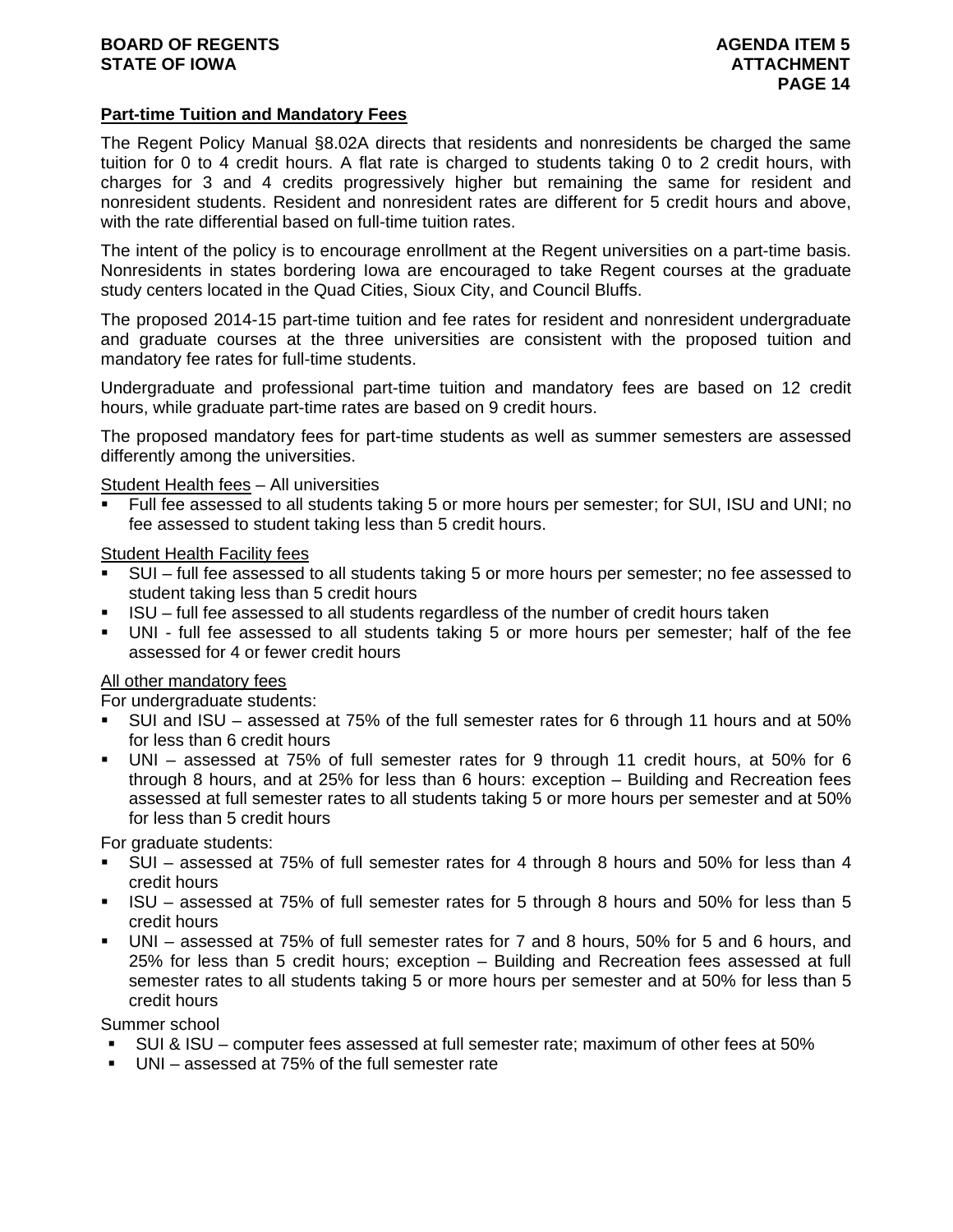## Part-time Tuition and Mandatory Fees

The Regent Policy Manual §8.02A directs that residents and nonresidents be charged the same tuition for 0 to 4 credit hours. A flat rate is charged to students taking 0 to 2 credit hours, with charges for 3 and 4 credits progressively higher but remaining the same for resident and nonresident students. Resident and nonresident rates are different for 5 credit hours and above, with the rate differential based on full-time tuition rates.

The intent of the policy is to encourage enrollment at the Regent universities on a part-time basis. Nonresidents in states bordering Iowa are encouraged to take Regent courses at the graduate study centers located in the Quad Cities, Sioux City, and Council Bluffs.

The proposed 2014-15 part-time tuition and fee rates for resident and nonresident undergraduate and graduate courses at the three universities are consistent with the proposed tuition and mandatory fee rates for full-time students.

Undergraduate and professional part-time tuition and mandatory fees are based on 12 credit hours, while graduate part-time rates are based on 9 credit hours.

The proposed mandatory fees for part-time students as well as summer semesters are assessed differently among the universities.

Student Health fees – All universities

- Full fee assessed to all students taking 5 or more hours per semester; for SUI, ISU and UNI; no fee assessed to student taking less than 5 credit hours.

Student Health Facility fees

- SUI – full fee assessed to all students taking 5 or more hours per semester; no fee assessed to student taking less than 5 credit hours
- ISU – full fee assessed to all students regardless of the number of credit hours taken
- UNI - full fee assessed to all students taking 5 or more hours per semester; half of the fee assessed for 4 or fewer credit hours

All other mandatory fees

For undergraduate students:

- SUI and ISU – assessed at 75% of the full semester rates for 6 through 11 hours and at 50% for less than 6 credit hours
- UNI – assessed at 75% of full semester rates for 9 through 11 credit hours, at 50% for 6 through 8 hours, and at 25% for less than 6 hours: exception – Building and Recreation fees assessed at full semester rates to all students taking 5 or more hours per semester and at 50% for less than 5 credit hours

For graduate students:

- SUI – assessed at 75% of full semester rates for 4 through 8 hours and 50% for less than 4 credit hours
- ISU – assessed at 75% of full semester rates for 5 through 8 hours and 50% for less than 5 credit hours
- UNI – assessed at 75% of full semester rates for 7 and 8 hours, 50% for 5 and 6 hours, and 25% for less than 5 credit hours; exception – Building and Recreation fees assessed at full semester rates to all students taking 5 or more hours per semester and at 50% for less than 5 credit hours

Summer school

- SUI & ISU – computer fees assessed at full semester rate; maximum of other fees at 50%
- UNI – assessed at 75% of the full semester rate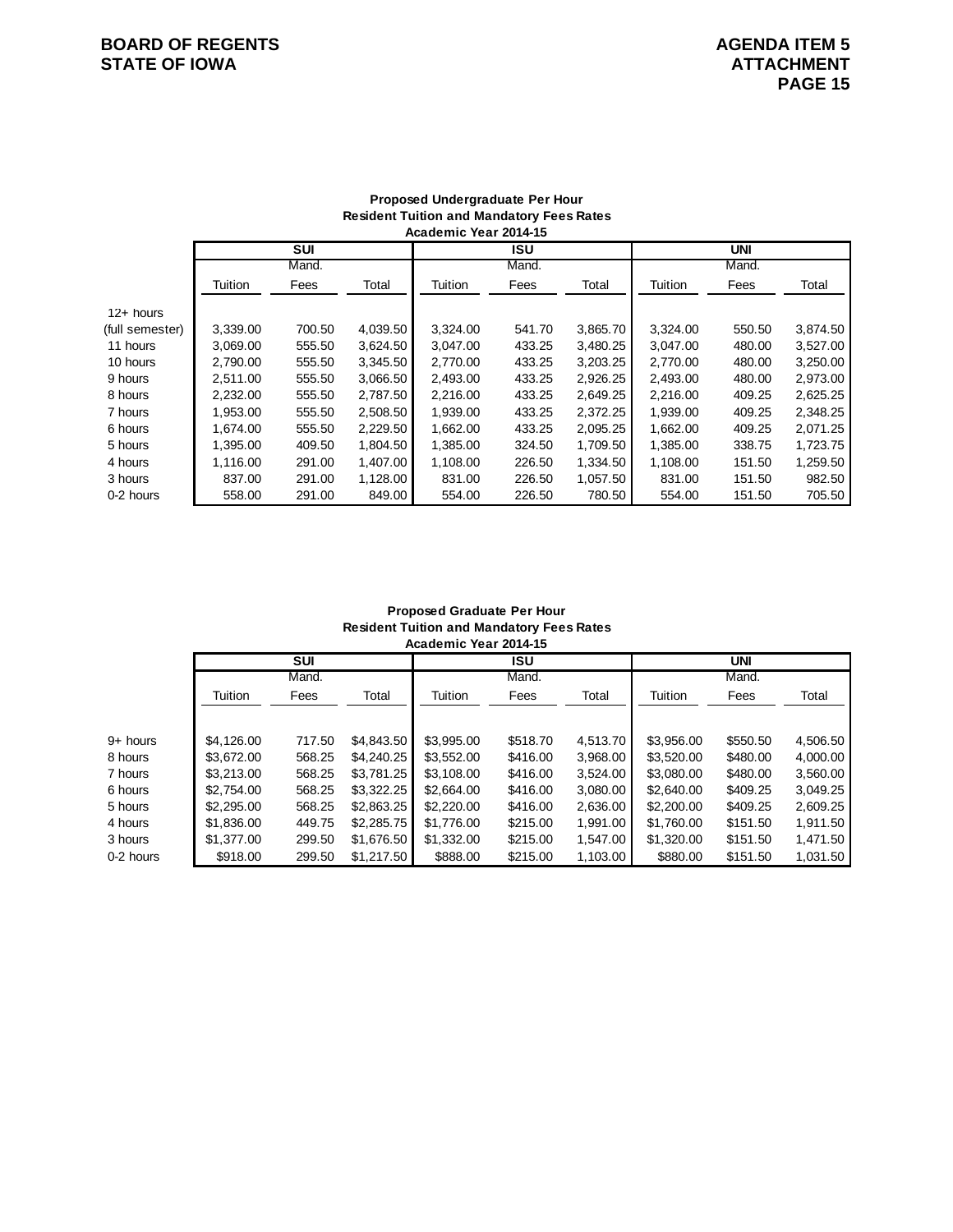**Proposed Undergraduate Per Hour**
**Resident Tuition and Mandatory Fees Rates**
**Academic Year 2014-15**

| | SUI | | | ISU | | | UNI | | |
|---|---|---|---|---|---|---|---|---|---|
| | Tuition | Mand. Fees | Total | Tuition | Mand. Fees | Total | Tuition | Mand. Fees | Total |
| 12+ hours (full semester) | 3,339.00 | 700.50 | 4,039.50 | 3,324.00 | 541.70 | 3,865.70 | 3,324.00 | 550.50 | 3,874.50 |
| 11 hours | 3,069.00 | 555.50 | 3,624.50 | 3,047.00 | 433.25 | 3,480.25 | 3,047.00 | 480.00 | 3,527.00 |
| 10 hours | 2,790.00 | 555.50 | 3,345.50 | 2,770.00 | 433.25 | 3,203.25 | 2,770.00 | 480.00 | 3,250.00 |
| 9 hours | 2,511.00 | 555.50 | 3,066.50 | 2,493.00 | 433.25 | 2,926.25 | 2,493.00 | 480.00 | 2,973.00 |
| 8 hours | 2,232.00 | 555.50 | 2,787.50 | 2,216.00 | 433.25 | 2,649.25 | 2,216.00 | 409.25 | 2,625.25 |
| 7 hours | 1,953.00 | 555.50 | 2,508.50 | 1,939.00 | 433.25 | 2,372.25 | 1,939.00 | 409.25 | 2,348.25 |
| 6 hours | 1,674.00 | 555.50 | 2,229.50 | 1,662.00 | 433.25 | 2,095.25 | 1,662.00 | 409.25 | 2,071.25 |
| 5 hours | 1,395.00 | 409.50 | 1,804.50 | 1,385.00 | 324.50 | 1,709.50 | 1,385.00 | 338.75 | 1,723.75 |
| 4 hours | 1,116.00 | 291.00 | 1,407.00 | 1,108.00 | 226.50 | 1,334.50 | 1,108.00 | 151.50 | 1,259.50 |
| 3 hours | 837.00 | 291.00 | 1,128.00 | 831.00 | 226.50 | 1,057.50 | 831.00 | 151.50 | 982.50 |
| 0-2 hours | 558.00 | 291.00 | 849.00 | 554.00 | 226.50 | 780.50 | 554.00 | 151.50 | 705.50 |

**Proposed Graduate Per Hour**
**Resident Tuition and Mandatory Fees Rates**
**Academic Year 2014-15**

| | SUI | | | ISU | | | UNI | | |
|---|---|---|---|---|---|---|---|---|---|
| | Tuition | Mand. Fees | Total | Tuition | Mand. Fees | Total | Tuition | Mand. Fees | Total |
| 9+ hours | $4,126.00 | 717.50 | $4,843.50 | $3,995.00 | $518.70 | 4,513.70 | $3,956.00 | $550.50 | 4,506.50 |
| 8 hours | $3,672.00 | 568.25 | $4,240.25 | $3,552.00 | $416.00 | 3,968.00 | $3,520.00 | $480.00 | 4,000.00 |
| 7 hours | $3,213.00 | 568.25 | $3,781.25 | $3,108.00 | $416.00 | 3,524.00 | $3,080.00 | $480.00 | 3,560.00 |
| 6 hours | $2,754.00 | 568.25 | $3,322.25 | $2,664.00 | $416.00 | 3,080.00 | $2,640.00 | $409.25 | 3,049.25 |
| 5 hours | $2,295.00 | 568.25 | $2,863.25 | $2,220.00 | $416.00 | 2,636.00 | $2,200.00 | $409.25 | 2,609.25 |
| 4 hours | $1,836.00 | 449.75 | $2,285.75 | $1,776.00 | $215.00 | 1,991.00 | $1,760.00 | $151.50 | 1,911.50 |
| 3 hours | $1,377.00 | 299.50 | $1,676.50 | $1,332.00 | $215.00 | 1,547.00 | $1,320.00 | $151.50 | 1,471.50 |
| 0-2 hours | $918.00 | 299.50 | $1,217.50 | $888.00 | $215.00 | 1,103.00 | $880.00 | $151.50 | 1,031.50 |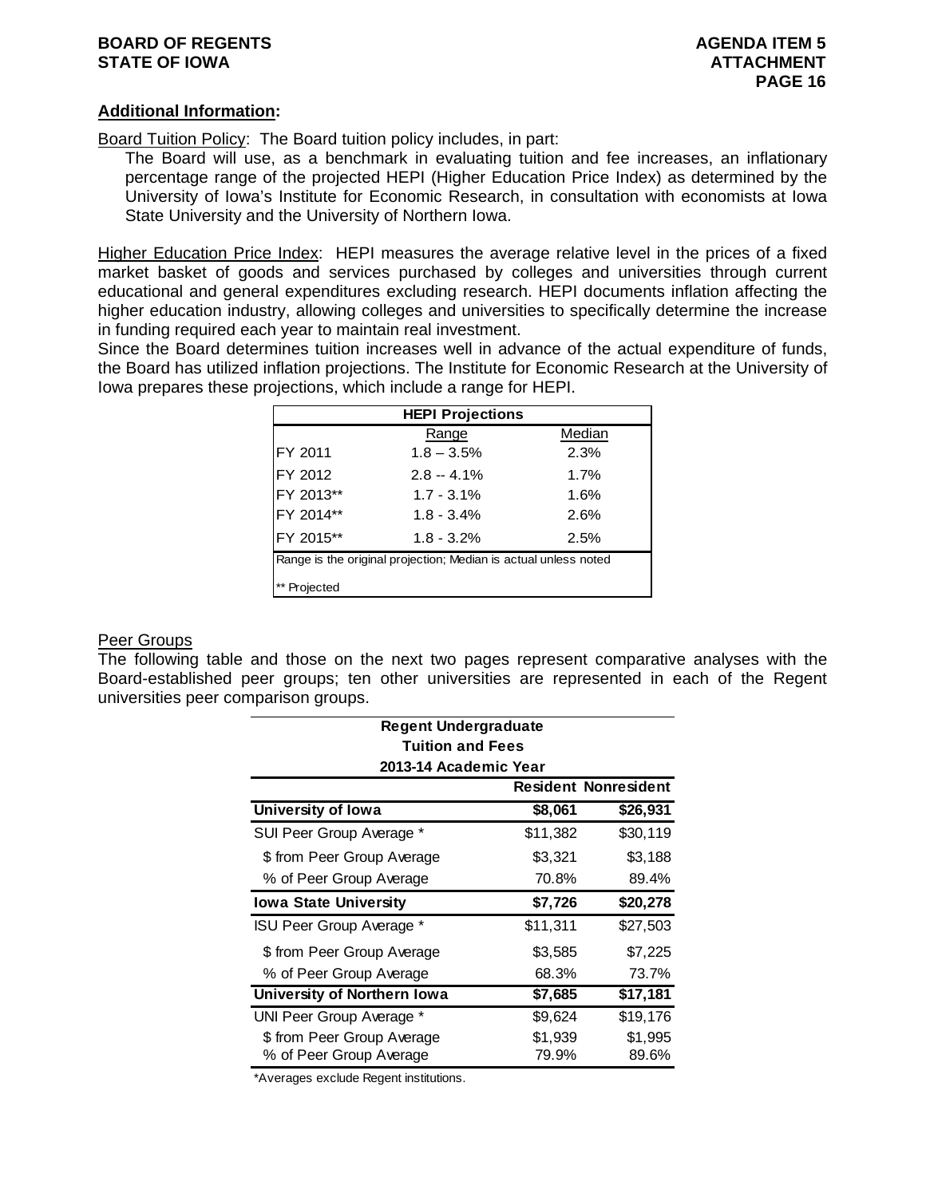**Additional Information:**

Board Tuition Policy: The Board tuition policy includes, in part:

> The Board will use, as a benchmark in evaluating tuition and fee increases, an inflationary percentage range of the projected HEPI (Higher Education Price Index) as determined by the University of Iowa's Institute for Economic Research, in consultation with economists at Iowa State University and the University of Northern Iowa.

Higher Education Price Index: HEPI measures the average relative level in the prices of a fixed market basket of goods and services purchased by colleges and universities through current educational and general expenditures excluding research. HEPI documents inflation affecting the higher education industry, allowing colleges and universities to specifically determine the increase in funding required each year to maintain real investment.

Since the Board determines tuition increases well in advance of the actual expenditure of funds, the Board has utilized inflation projections. The Institute for Economic Research at the University of Iowa prepares these projections, which include a range for HEPI.

| HEPI Projections | | |
|---|---|---|
| | Range | Median |
| FY 2011 | 1.8 – 3.5% | 2.3% |
| FY 2012 | 2.8 -- 4.1% | 1.7% |
| FY 2013** | 1.7 - 3.1% | 1.6% |
| FY 2014** | 1.8 - 3.4% | 2.6% |
| FY 2015** | 1.8 - 3.2% | 2.5% |

Range is the original projection; Median is actual unless noted

** Projected

Peer Groups

The following table and those on the next two pages represent comparative analyses with the Board-established peer groups; ten other universities are represented in each of the Regent universities peer comparison groups.

| Regent Undergraduate Tuition and Fees 2013-14 Academic Year | Resident | Nonresident |
|---|---|---|
| **University of Iowa** | **$8,061** | **$26,931** |
| SUI Peer Group Average * | $11,382 | $30,119 |
| $ from Peer Group Average | $3,321 | $3,188 |
| % of Peer Group Average | 70.8% | 89.4% |
| **Iowa State University** | **$7,726** | **$20,278** |
| ISU Peer Group Average * | $11,311 | $27,503 |
| $ from Peer Group Average | $3,585 | $7,225 |
| % of Peer Group Average | 68.3% | 73.7% |
| **University of Northern Iowa** | **$7,685** | **$17,181** |
| UNI Peer Group Average * | $9,624 | $19,176 |
| $ from Peer Group Average | $1,939 | $1,995 |
| % of Peer Group Average | 79.9% | 89.6% |

*Averages exclude Regent institutions.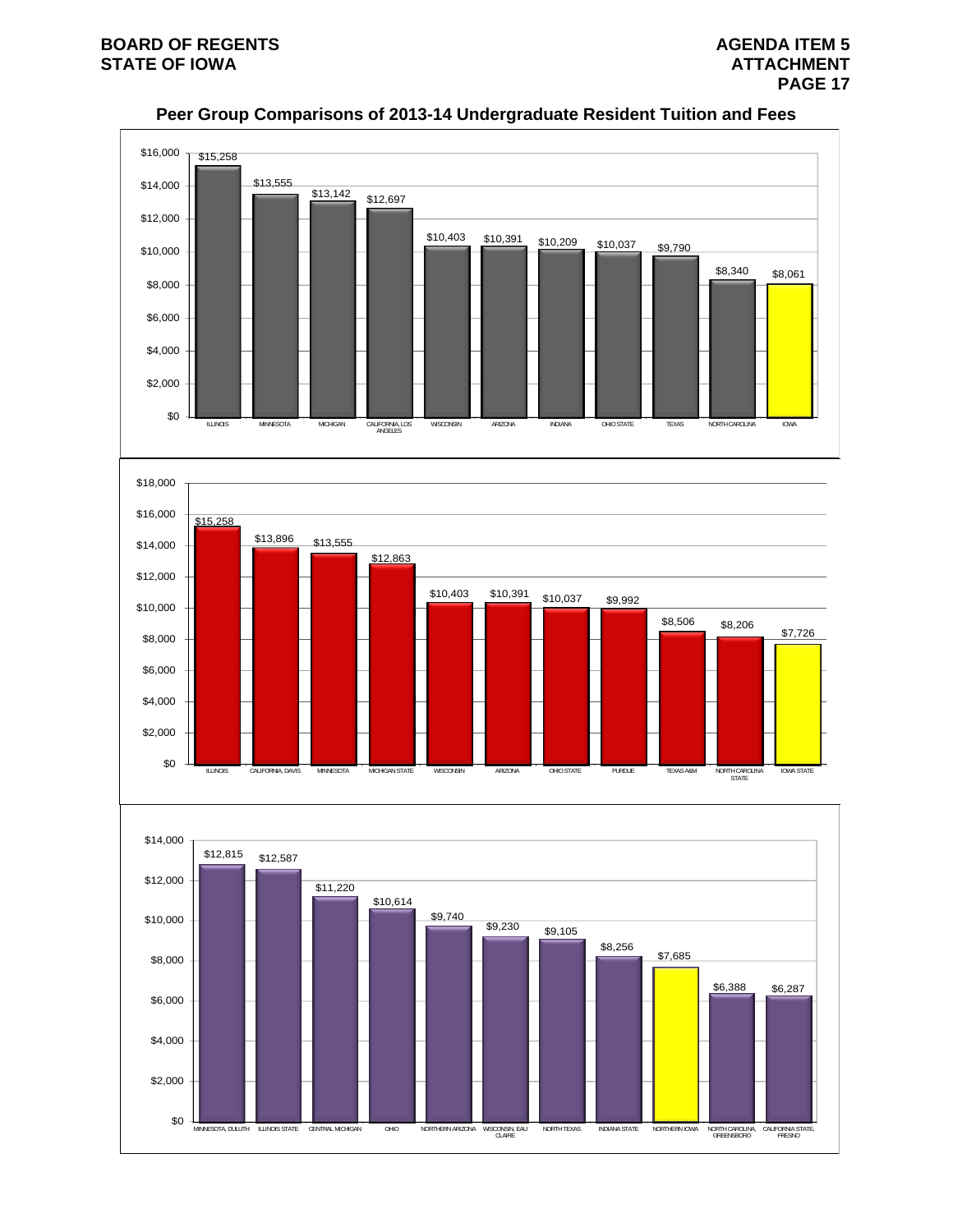# Peer Group Comparisons of 2013-14 Undergraduate Resident Tuition and Fees

| Institution | Tuition and Fees |
|---|---|
| ILLINOIS | $15,258 |
| MINNESOTA | $13,555 |
| MICHIGAN | $13,142 |
| CALIFORNIA, LOS ANGELES | $12,697 |
| WISCONSIN | $10,403 |
| ARIZONA | $10,391 |
| INDIANA | $10,209 |
| OHIO STATE | $10,037 |
| TEXAS | $9,790 |
| NORTH CAROLINA | $8,340 |
| IOWA | $8,061 |

| Institution | Tuition and Fees |
|---|---|
| ILLINOIS | $15,258 |
| CALIFORNIA, DAVIS | $13,896 |
| MINNESOTA | $13,555 |
| MICHIGAN STATE | $12,863 |
| WISCONSIN | $10,403 |
| ARIZONA | $10,391 |
| OHIO STATE | $10,037 |
| PURDUE | $9,992 |
| TEXAS A&M | $8,506 |
| NORTH CAROLINA STATE | $8,206 |
| IOWA STATE | $7,726 |

| Institution | Tuition and Fees |
|---|---|
| MINNESOTA, DULUTH | $12,815 |
| ILLINOIS STATE | $12,587 |
| CENTRAL MICHIGAN | $11,220 |
| OHIO | $10,614 |
| NORTHERN ARIZONA | $9,740 |
| WISCONSIN, EAU CLAIRE | $9,230 |
| NORTH TEXAS | $9,105 |
| INDIANA STATE | $8,256 |
| NORTHERN IOWA | $7,685 |
| NORTH CAROLINA, GREENSBORO | $6,388 |
| CALIFORNIA STATE, FRESNO | $6,287 |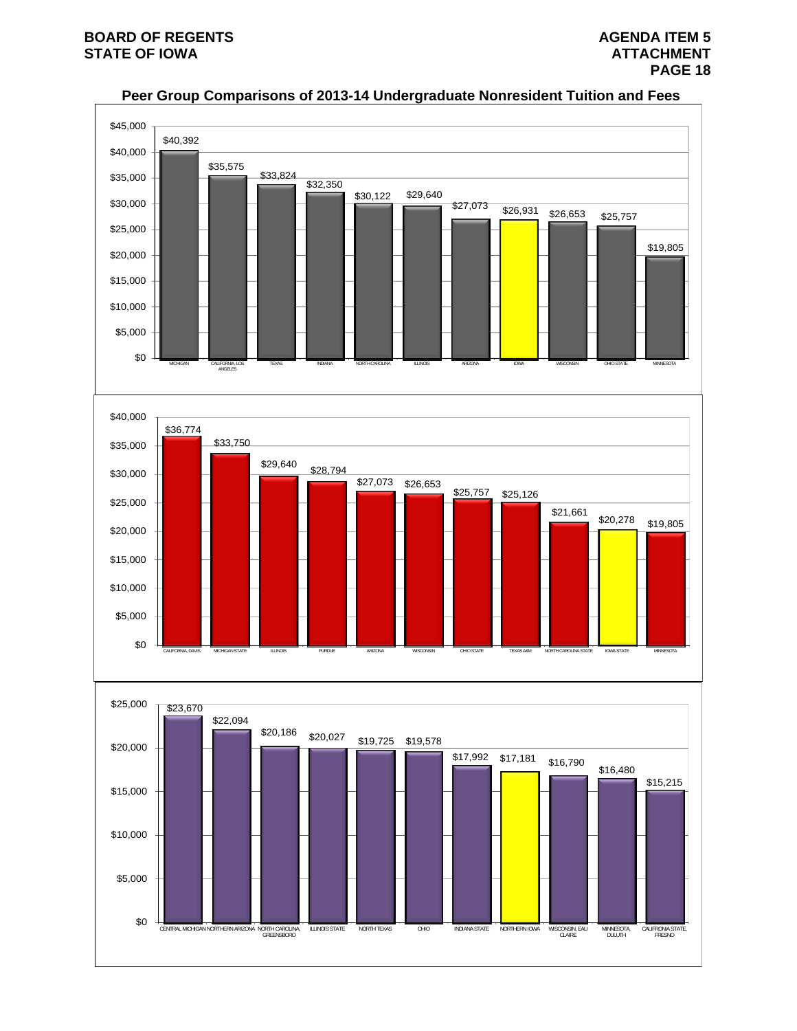## Peer Group Comparisons of 2013-14 Undergraduate Nonresident Tuition and Fees

| Institution | Tuition and Fees |
|---|---|
| MICHIGAN | $40,392 |
| CALIFORNIA, LOS ANGELES | $35,575 |
| TEXAS | $33,824 |
| INDIANA | $32,350 |
| NORTH CAROLINA | $30,122 |
| ILLINOIS | $29,640 |
| ARIZONA | $27,073 |
| IOWA | $26,931 |
| WISCONSIN | $26,653 |
| OHIO STATE | $25,757 |
| MINNESOTA | $19,805 |

| Institution | Tuition and Fees |
|---|---|
| CALIFORNIA, DAVIS | $36,774 |
| MICHIGAN STATE | $33,750 |
| ILLINOIS | $29,640 |
| PURDUE | $28,794 |
| ARIZONA | $27,073 |
| WISCONSIN | $26,653 |
| OHIO STATE | $25,757 |
| TEXAS A&M | $25,126 |
| NORTH CAROLINA STATE | $21,661 |
| IOWA STATE | $20,278 |
| MINNESOTA | $19,805 |

| Institution | Tuition and Fees |
|---|---|
| CENTRAL MICHIGAN | $23,670 |
| NORTHERN ARIZONA | $22,094 |
| NORTH CAROLINA, GREENSBORO | $20,186 |
| ILLINOIS STATE | $20,027 |
| NORTH TEXAS | $19,725 |
| OHIO | $19,578 |
| INDIANA STATE | $17,992 |
| NORTHERN IOWA | $17,181 |
| WISCONSIN, EAU CLAIRE | $16,790 |
| MINNESOTA, DULUTH | $16,480 |
| CALIFRONIA STATE, FRESNO | $15,215 |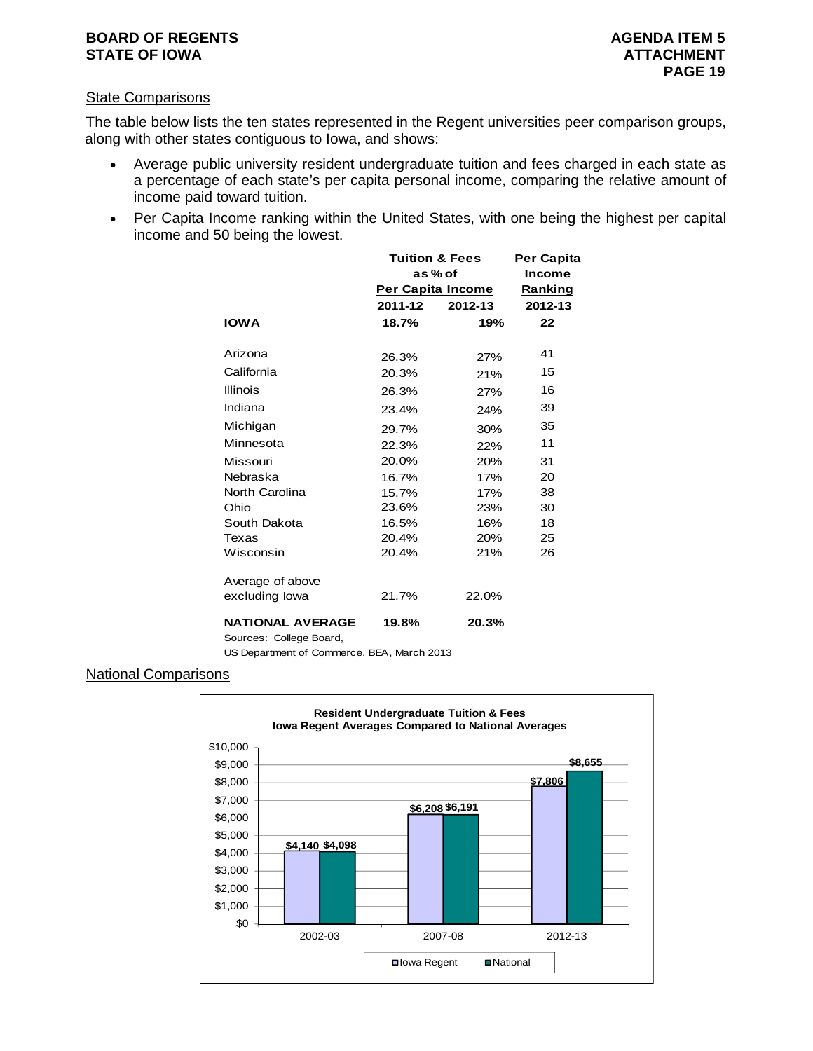### State Comparisons

The table below lists the ten states represented in the Regent universities peer comparison groups, along with other states contiguous to Iowa, and shows:

- Average public university resident undergraduate tuition and fees charged in each state as a percentage of each state's per capita personal income, comparing the relative amount of income paid toward tuition.
- Per Capita Income ranking within the United States, with one being the highest per capital income and 50 being the lowest.

| | Tuition & Fees as % of Per Capita Income | | Per Capita Income Ranking |
|---|---|---|---|
| | 2011-12 | 2012-13 | 2012-13 |
| **IOWA** | **18.7%** | **19%** | **22** |
| Arizona | 26.3% | 27% | 41 |
| California | 20.3% | 21% | 15 |
| Illinois | 26.3% | 27% | 16 |
| Indiana | 23.4% | 24% | 39 |
| Michigan | 29.7% | 30% | 35 |
| Minnesota | 22.3% | 22% | 11 |
| Missouri | 20.0% | 20% | 31 |
| Nebraska | 16.7% | 17% | 20 |
| North Carolina | 15.7% | 17% | 38 |
| Ohio | 23.6% | 23% | 30 |
| South Dakota | 16.5% | 16% | 18 |
| Texas | 20.4% | 20% | 25 |
| Wisconsin | 20.4% | 21% | 26 |
| Average of above excluding Iowa | 21.7% | 22.0% | |
| **NATIONAL AVERAGE** | **19.8%** | **20.3%** | |

Sources: College Board,
US Department of Commerce, BEA, March 2013

### National Comparisons

Resident Undergraduate Tuition & Fees
Iowa Regent Averages Compared to National Averages

$10,000
$9,000
$8,000
$7,000
$6,000
$5,000
$4,000
$3,000
$2,000
$1,000
$0

2002-03: $4,140 $4,098
2007-08: $6,208 $6,191
2012-13: $7,806 $8,655

Iowa Regent
National